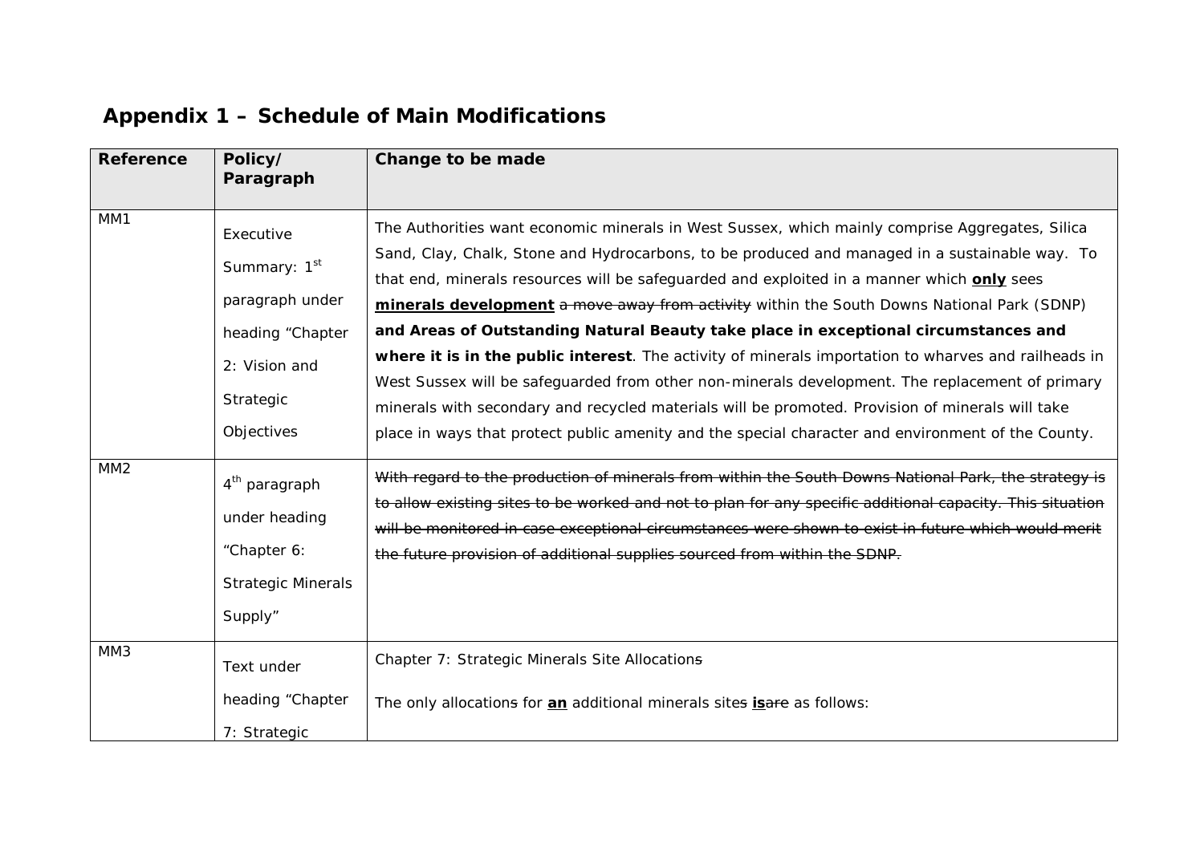## Appendix 1 – Schedule of Main Modifications

| Reference | Policy/ Paragraph | Change to be made |
|---|---|---|
| MM1 | Executive Summary: 1st paragraph under heading "Chapter 2: Vision and Strategic Objectives | The Authorities want economic minerals in West Sussex, which mainly comprise Aggregates, Silica Sand, Clay, Chalk, Stone and Hydrocarbons, to be produced and managed in a sustainable way. To that end, minerals resources will be safeguarded and exploited in a manner which <u>**only**</u> sees <u>**minerals development**</u> ~~a move away from activity~~ within the South Downs National Park (SDNP) **and Areas of Outstanding Natural Beauty take place in exceptional circumstances and where it is in the public interest**. The activity of minerals importation to wharves and railheads in West Sussex will be safeguarded from other non-minerals development. The replacement of primary minerals with secondary and recycled materials will be promoted. Provision of minerals will take place in ways that protect public amenity and the special character and environment of the County. |
| MM2 | 4th paragraph under heading "Chapter 6: Strategic Minerals Supply" | ~~With regard to the production of minerals from within the South Downs National Park, the strategy is to allow existing sites to be worked and not to plan for any specific additional capacity. This situation will be monitored in case exceptional circumstances were shown to exist in future which would merit the future provision of additional supplies sourced from within the SDNP.~~ |
| MM3 | Text under heading "Chapter 7: Strategic | Chapter 7: Strategic Minerals Site Allocation~~s~~<br><br>The only allocation~~s~~ for <u>**an**</u> additional minerals site~~s~~ <u>**is**</u>~~are~~ as follows: |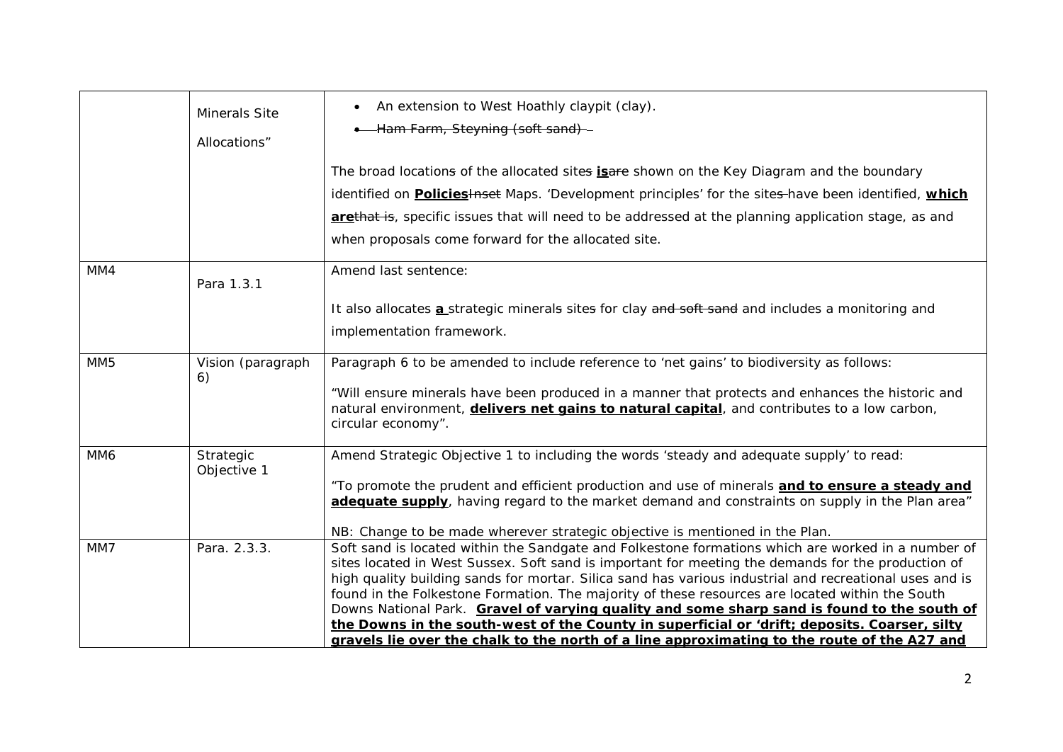|  |  |  |
|---|---|---|
|  | Minerals Site Allocations” | • An extension to West Hoathly claypit (clay).<br>• ~~Ham Farm, Steyning (soft sand)~~<br><br>The broad location~~s~~ of the allocated site~~s~~ **<u>is</u>**~~are~~ shown on the Key Diagram and the boundary identified on **<u>Policies</u>**~~Inset~~ Maps. ‘Development principles’ for the site~~s~~ have been identified, **<u>which are</u>**~~that is~~, specific issues that will need to be addressed at the planning application stage, as and when proposals come forward for the allocated site. |
| MM4 | Para 1.3.1 | Amend last sentence:<br><br>It also allocates **<u>a</u>** strategic mineral~~s~~ site~~s~~ for clay ~~and soft sand~~ and includes a monitoring and implementation framework. |
| MM5 | Vision (paragraph 6) | Paragraph 6 to be amended to include reference to ‘net gains’ to biodiversity as follows:<br><br>“Will ensure minerals have been produced in a manner that protects and enhances the historic and natural environment, **<u>delivers net gains to natural capital</u>**, and contributes to a low carbon, circular economy”. |
| MM6 | Strategic Objective 1 | Amend Strategic Objective 1 to including the words ‘steady and adequate supply’ to read:<br><br>“To promote the prudent and efficient production and use of minerals **<u>and to ensure a steady and adequate supply</u>**, having regard to the market demand and constraints on supply in the Plan area”<br><br>NB: Change to be made wherever strategic objective is mentioned in the Plan. |
| MM7 | Para. 2.3.3. | Soft sand is located within the Sandgate and Folkestone formations which are worked in a number of sites located in West Sussex. Soft sand is important for meeting the demands for the production of high quality building sands for mortar. Silica sand has various industrial and recreational uses and is found in the Folkestone Formation. The majority of these resources are located within the South Downs National Park. **<u>Gravel of varying quality and some sharp sand is found to the south of the Downs in the south-west of the County in superficial or ‘drift; deposits. Coarser, silty gravels lie over the chalk to the north of a line approximating to the route of the A27 and</u>** |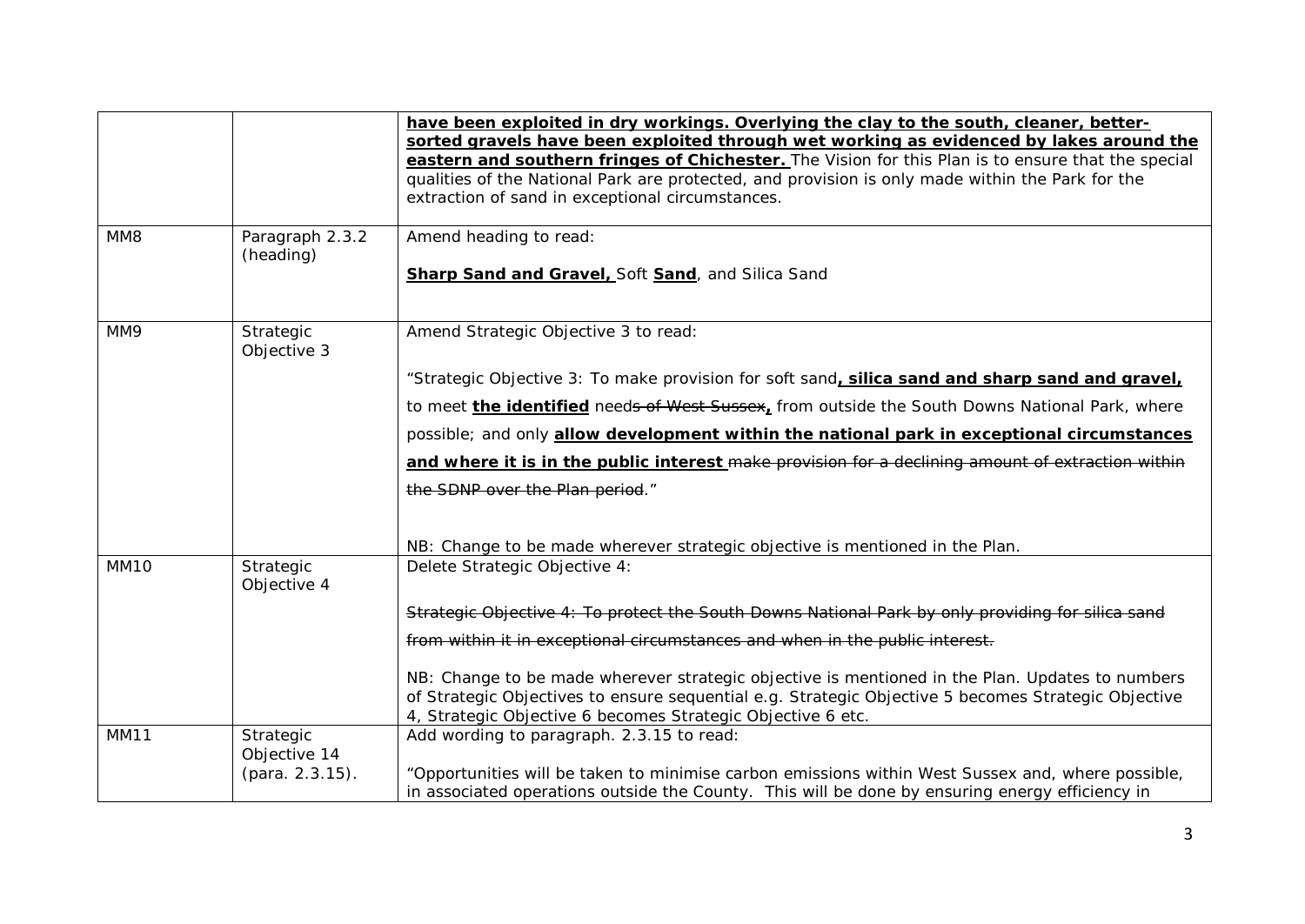| | | |
|---|---|---|
| | | **have been exploited in dry workings. Overlying the clay to the south, cleaner, better-sorted gravels have been exploited through wet working as evidenced by lakes around the eastern and southern fringes of Chichester.** The Vision for this Plan is to ensure that the special qualities of the National Park are protected, and provision is only made within the Park for the extraction of sand in exceptional circumstances. |
| MM8 | Paragraph 2.3.2 (heading) | Amend heading to read:<br><br>**Sharp Sand and Gravel,** Soft **Sand**, and Silica Sand |
| MM9 | Strategic Objective 3 | Amend Strategic Objective 3 to read:<br><br>"Strategic Objective 3: To make provision for soft sand**, silica sand and sharp sand and gravel,** to meet **the identified** need~~s of West Sussex~~**,** from outside the South Downs National Park, where possible; and only **allow development within the national park in exceptional circumstances and where it is in the public interest** ~~make provision for a declining amount of extraction within the SDNP over the Plan period~~."<br><br>NB: Change to be made wherever strategic objective is mentioned in the Plan. |
| MM10 | Strategic Objective 4 | Delete Strategic Objective 4:<br><br>~~Strategic Objective 4: To protect the South Downs National Park by only providing for silica sand from within it in exceptional circumstances and when in the public interest.~~<br><br>NB: Change to be made wherever strategic objective is mentioned in the Plan. Updates to numbers of Strategic Objectives to ensure sequential e.g. Strategic Objective 5 becomes Strategic Objective 4, Strategic Objective 6 becomes Strategic Objective 6 etc. |
| MM11 | Strategic Objective 14 (para. 2.3.15). | Add wording to paragraph. 2.3.15 to read:<br><br>"Opportunities will be taken to minimise carbon emissions within West Sussex and, where possible, in associated operations outside the County. This will be done by ensuring energy efficiency in |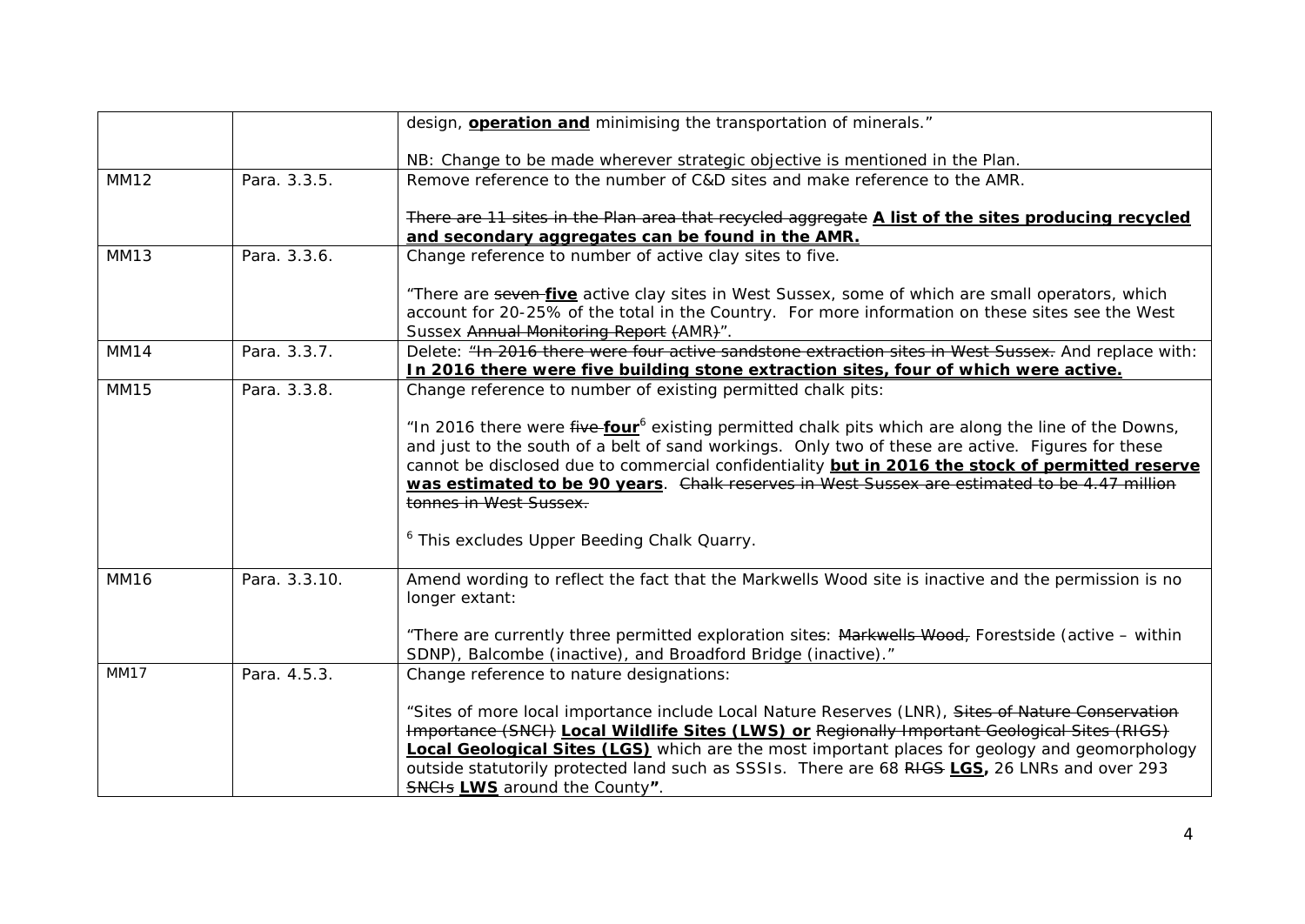| | | |
|---|---|---|
| | | design, **operation and** minimising the transportation of minerals."<br><br>NB: Change to be made wherever strategic objective is mentioned in the Plan. |
| MM12 | Para. 3.3.5. | Remove reference to the number of C&D sites and make reference to the AMR.<br><br>~~There are 11 sites in the Plan area that recycled aggregate~~ **A list of the sites producing recycled and secondary aggregates can be found in the AMR.** |
| MM13 | Para. 3.3.6. | Change reference to number of active clay sites to five.<br><br>"There are ~~seven~~ **five** active clay sites in West Sussex, some of which are small operators, which account for 20-25% of the total in the Country. For more information on these sites see the West Sussex ~~Annual Monitoring Report~~ ~~(~~AMR~~)~~". |
| MM14 | Para. 3.3.7. | Delete: ~~"In 2016 there were four active sandstone extraction sites in West Sussex.~~ And replace with: **In 2016 there were five building stone extraction sites, four of which were active.** |
| MM15 | Para. 3.3.8. | Change reference to number of existing permitted chalk pits:<br><br>"In 2016 there were ~~five~~ **four**[6] existing permitted chalk pits which are along the line of the Downs, and just to the south of a belt of sand workings. Only two of these are active. Figures for these cannot be disclosed due to commercial confidentiality **but in 2016 the stock of permitted reserve was estimated to be 90 years**. ~~Chalk reserves in West Sussex are estimated to be 4.47 million tonnes in West Sussex.~~<br><br>[6] This excludes Upper Beeding Chalk Quarry. |
| MM16 | Para. 3.3.10. | Amend wording to reflect the fact that the Markwells Wood site is inactive and the permission is no longer extant:<br><br>"There are currently three permitted exploration sites: ~~Markwells Wood,~~ Forestside (active – within SDNP), Balcombe (inactive), and Broadford Bridge (inactive)." |
| MM17 | Para. 4.5.3. | Change reference to nature designations:<br><br>"Sites of more local importance include Local Nature Reserves (LNR), ~~Sites of Nature Conservation Importance (SNCI)~~ **Local Wildlife Sites (LWS) or** ~~Regionally Important Geological Sites (RIGS)~~ **Local Geological Sites (LGS)** which are the most important places for geology and geomorphology outside statutorily protected land such as SSSIs. There are 68 ~~RIGS~~ **LGS,** 26 LNRs and over 293 ~~SNCIs~~ **LWS** around the County**"**. |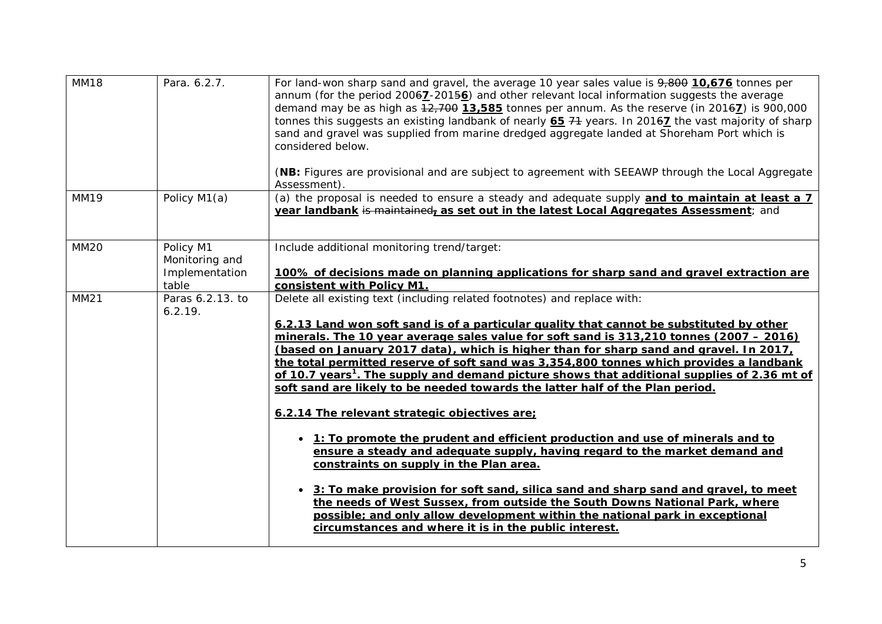| MM18 | Para. 6.2.7. | For land-won sharp sand and gravel, the average 10 year sales value is ~~9,800~~ **<u>10,676</u>** tonnes per annum (for the period 200~~6~~**<u>7</u>**-2015**<u>6</u>**) and other relevant local information suggests the average demand may be as high as ~~12,700~~ **<u>13,585</u>** tonnes per annum. As the reserve (in 201~~6~~**<u>7</u>**) is 900,000 tonnes this suggests an existing landbank of nearly **<u>65</u>** ~~71~~ years. In 201~~6~~**<u>7</u>** the vast majority of sharp sand and gravel was supplied from marine dredged aggregate landed at Shoreham Port which is considered below.<br><br>(**NB:** Figures are provisional and are subject to agreement with SEEAWP through the Local Aggregate Assessment). |
|---|---|---|
| MM19 | Policy M1(a) | (a) the proposal is needed to ensure a steady and adequate supply **<u>and to maintain at least a 7 year landbank</u>** ~~is maintained~~**<u>, as set out in the latest Local Aggregates Assessment</u>**; and |
| MM20 | Policy M1 Monitoring and Implementation table | Include additional monitoring trend/target:<br><br>**<u>100% of decisions made on planning applications for sharp sand and gravel extraction are consistent with Policy M1.</u>** |
| MM21 | Paras 6.2.13. to 6.2.19. | Delete all existing text (including related footnotes) and replace with:<br><br>**<u>6.2.13 Land won soft sand is of a particular quality that cannot be substituted by other minerals. The 10 year average sales value for soft sand is 313,210 tonnes (2007 – 2016) (based on January 2017 data), which is higher than for sharp sand and gravel. In 2017, the total permitted reserve of soft sand was 3,354,800 tonnes which provides a landbank of 10.7 years[1]. The supply and demand picture shows that additional supplies of 2.36 mt of soft sand are likely to be needed towards the latter half of the Plan period.</u>**<br><br>**<u>6.2.14 The relevant strategic objectives are;</u>**<br><br>• **<u>1: To promote the prudent and efficient production and use of minerals and to ensure a steady and adequate supply, having regard to the market demand and constraints on supply in the Plan area.</u>**<br><br>• **<u>3: To make provision for soft sand, silica sand and sharp sand and gravel, to meet the needs of West Sussex, from outside the South Downs National Park, where possible; and only allow development within the national park in exceptional circumstances and where it is in the public interest.</u>** |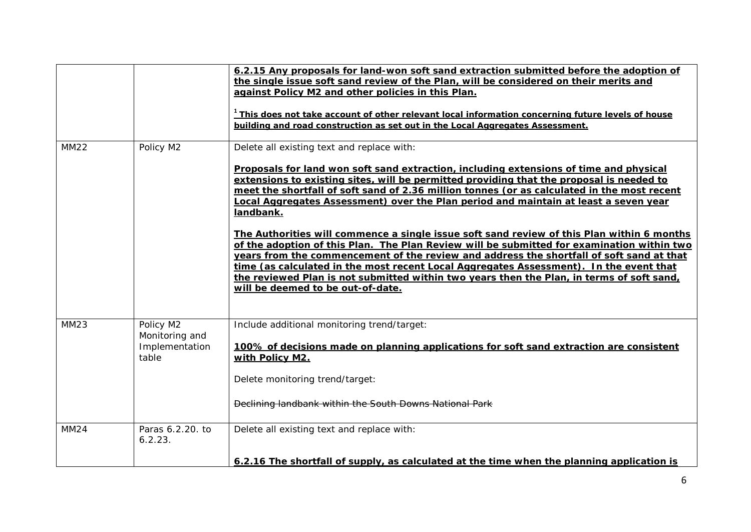| | | |
|---|---|---|
| | | <u>**6.2.15 Any proposals for land-won soft sand extraction submitted before the adoption of the single issue soft sand review of the Plan, will be considered on their merits and against Policy M2 and other policies in this Plan.**</u><br><br><u>**[1] This does not take account of other relevant local information concerning future levels of house building and road construction as set out in the Local Aggregates Assessment.**</u> |
| MM22 | Policy M2 | Delete all existing text and replace with:<br><br><u>**Proposals for land won soft sand extraction, including extensions of time and physical extensions to existing sites, will be permitted providing that the proposal is needed to meet the shortfall of soft sand of 2.36 million tonnes (or as calculated in the most recent Local Aggregates Assessment) over the Plan period and maintain at least a seven year landbank.**</u><br><br><u>**The Authorities will commence a single issue soft sand review of this Plan within 6 months of the adoption of this Plan. The Plan Review will be submitted for examination within two years from the commencement of the review and address the shortfall of soft sand at that time (as calculated in the most recent Local Aggregates Assessment). In the event that the reviewed Plan is not submitted within two years then the Plan, in terms of soft sand, will be deemed to be out-of-date.**</u> |
| MM23 | Policy M2 Monitoring and Implementation table | Include additional monitoring trend/target:<br><br><u>**100% of decisions made on planning applications for soft sand extraction are consistent with Policy M2.**</u><br><br>Delete monitoring trend/target:<br><br>~~Declining landbank within the South Downs National Park~~ |
| MM24 | Paras 6.2.20. to 6.2.23. | Delete all existing text and replace with:<br><br><u>**6.2.16 The shortfall of supply, as calculated at the time when the planning application is**</u> |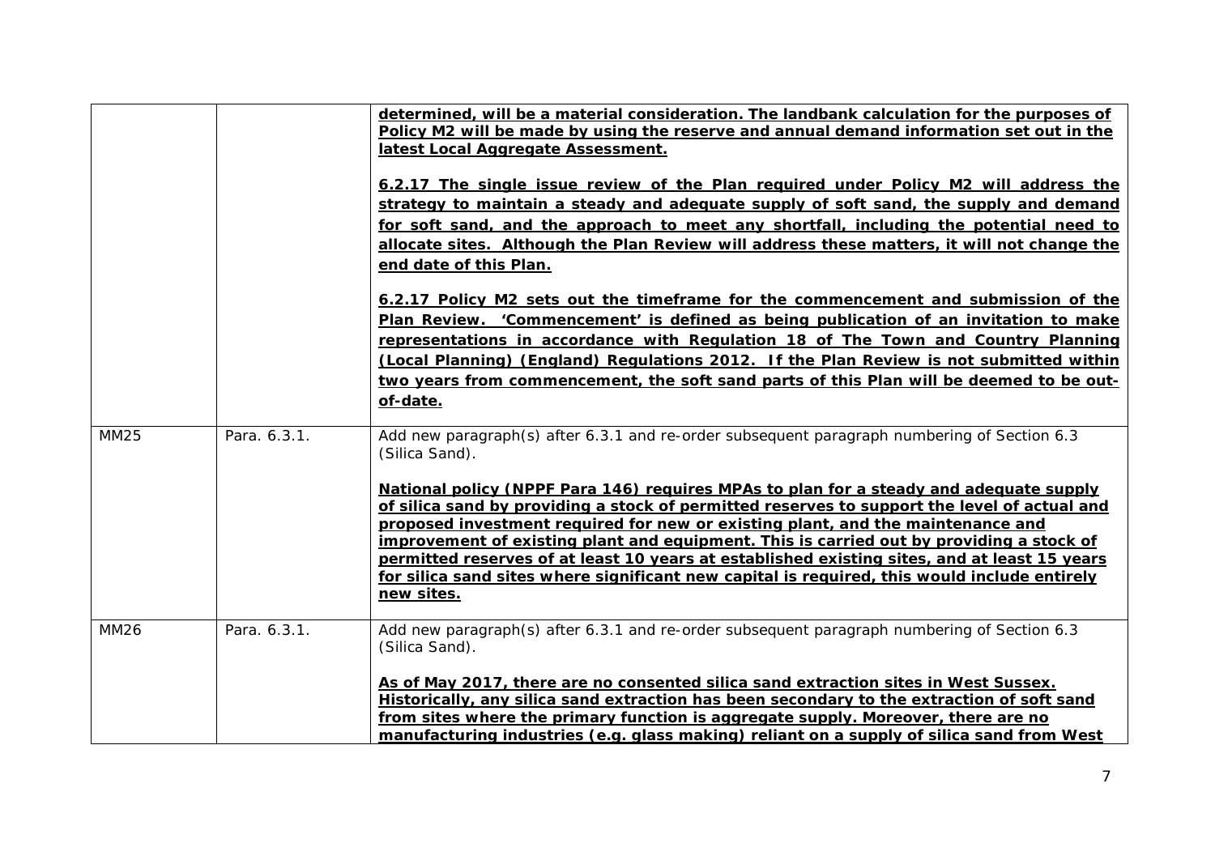| | | |
|---|---|---|
| | | **determined, will be a material consideration. The landbank calculation for the purposes of Policy M2 will be made by using the reserve and annual demand information set out in the latest Local Aggregate Assessment.**<br><br>**6.2.17 The single issue review of the Plan required under Policy M2 will address the strategy to maintain a steady and adequate supply of soft sand, the supply and demand for soft sand, and the approach to meet any shortfall, including the potential need to allocate sites. Although the Plan Review will address these matters, it will not change the end date of this Plan.**<br><br>**6.2.17 Policy M2 sets out the timeframe for the commencement and submission of the Plan Review. 'Commencement' is defined as being publication of an invitation to make representations in accordance with Regulation 18 of The Town and Country Planning (Local Planning) (England) Regulations 2012. If the Plan Review is not submitted within two years from commencement, the soft sand parts of this Plan will be deemed to be out-of-date.** |
| MM25 | Para. 6.3.1. | Add new paragraph(s) after 6.3.1 and re-order subsequent paragraph numbering of Section 6.3 (Silica Sand).<br><br>**National policy (NPPF Para 146) requires MPAs to plan for a steady and adequate supply of silica sand by providing a stock of permitted reserves to support the level of actual and proposed investment required for new or existing plant, and the maintenance and improvement of existing plant and equipment. This is carried out by providing a stock of permitted reserves of at least 10 years at established existing sites, and at least 15 years for silica sand sites where significant new capital is required, this would include entirely new sites.** |
| MM26 | Para. 6.3.1. | Add new paragraph(s) after 6.3.1 and re-order subsequent paragraph numbering of Section 6.3 (Silica Sand).<br><br>**As of May 2017, there are no consented silica sand extraction sites in West Sussex. Historically, any silica sand extraction has been secondary to the extraction of soft sand from sites where the primary function is aggregate supply. Moreover, there are no manufacturing industries (e.g. glass making) reliant on a supply of silica sand from West** |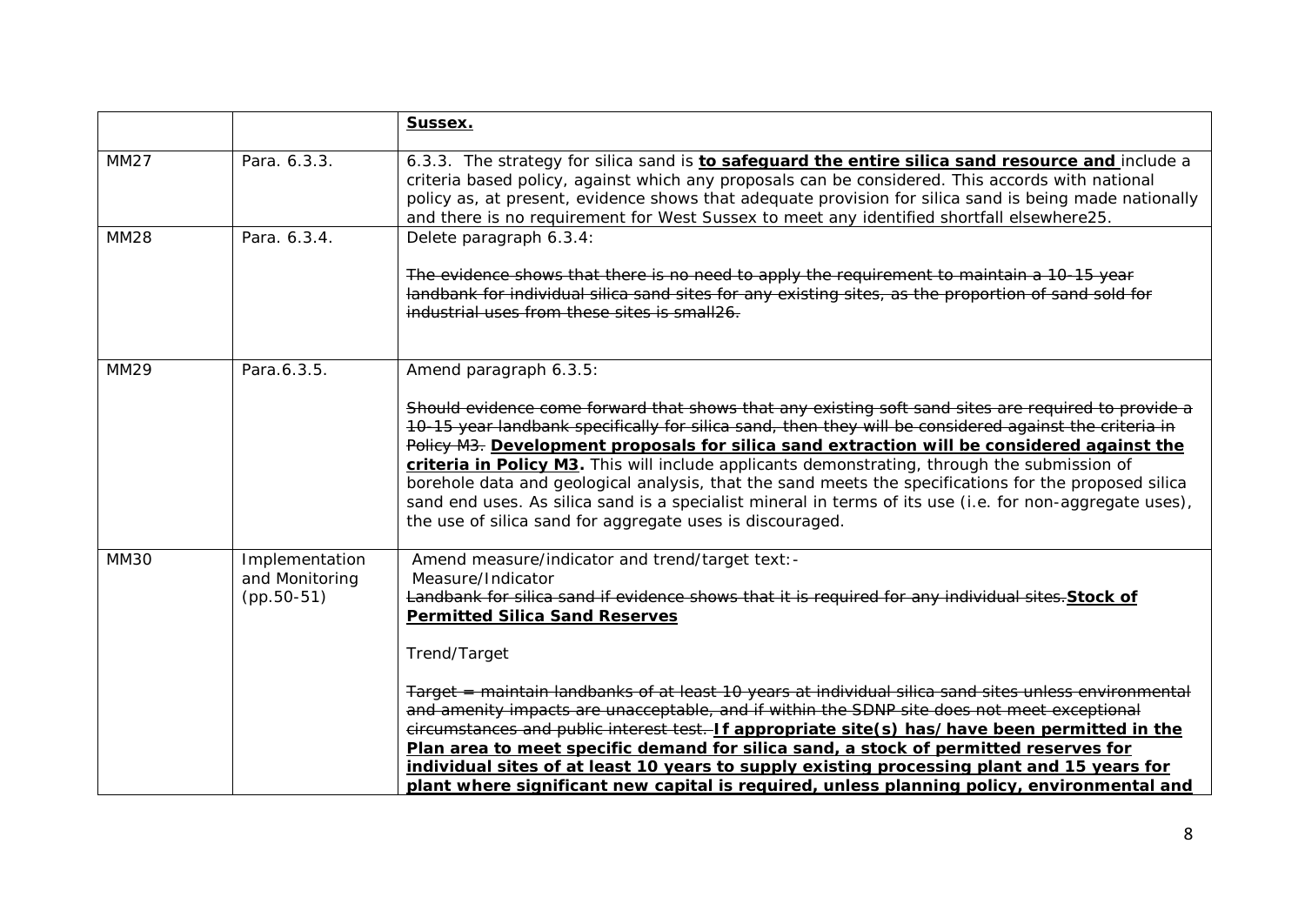|  |  |  |
|---|---|---|
|  |  | **Sussex.** |
| MM27 | Para. 6.3.3. | 6.3.3. The strategy for silica sand is **to safeguard the entire silica sand resource and** include a criteria based policy, against which any proposals can be considered. This accords with national policy as, at present, evidence shows that adequate provision for silica sand is being made nationally and there is no requirement for West Sussex to meet any identified shortfall elsewhere25. |
| MM28 | Para. 6.3.4. | Delete paragraph 6.3.4:<br><br>~~The evidence shows that there is no need to apply the requirement to maintain a 10-15 year landbank for individual silica sand sites for any existing sites, as the proportion of sand sold for industrial uses from these sites is small26.~~ |
| MM29 | Para.6.3.5. | Amend paragraph 6.3.5:<br><br>~~Should evidence come forward that shows that any existing soft sand sites are required to provide a 10-15 year landbank specifically for silica sand, then they will be considered against the criteria in Policy M3.~~ **Development proposals for silica sand extraction will be considered against the criteria in Policy M3.** This will include applicants demonstrating, through the submission of borehole data and geological analysis, that the sand meets the specifications for the proposed silica sand end uses. As silica sand is a specialist mineral in terms of its use (i.e. for non-aggregate uses), the use of silica sand for aggregate uses is discouraged. |
| MM30 | Implementation and Monitoring (pp.50-51) | Amend measure/indicator and trend/target text:-<br>Measure/Indicator<br>~~Landbank for silica sand if evidence shows that it is required for any individual sites.~~ **Stock of Permitted Silica Sand Reserves**<br><br>Trend/Target<br><br>~~Target = maintain landbanks of at least 10 years at individual silica sand sites unless environmental and amenity impacts are unacceptable, and if within the SDNP site does not meet exceptional circumstances and public interest test.~~ **If appropriate site(s) has/have been permitted in the Plan area to meet specific demand for silica sand, a stock of permitted reserves for individual sites of at least 10 years to supply existing processing plant and 15 years for plant where significant new capital is required, unless planning policy, environmental and** |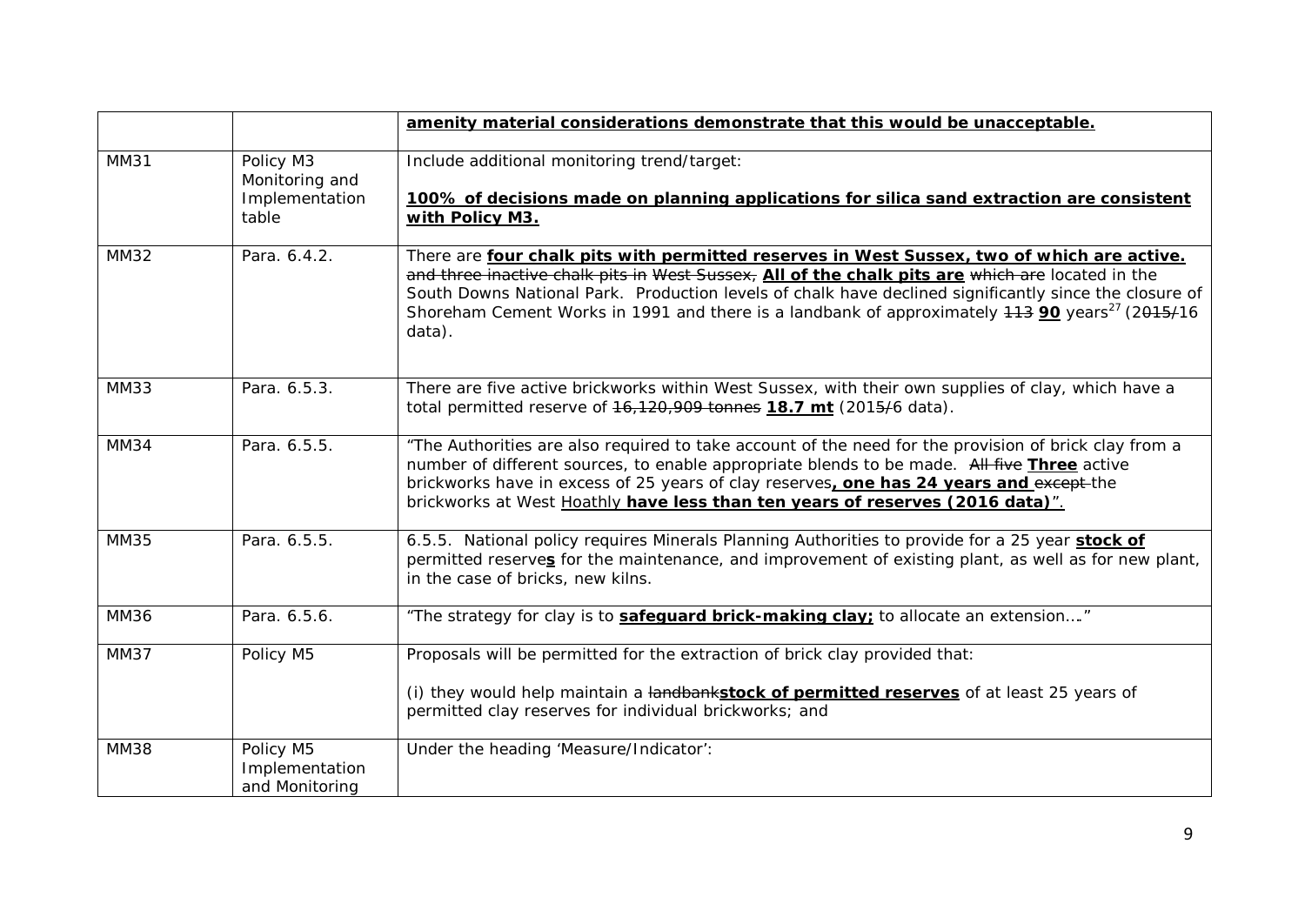| | | |
|---|---|---|
| | | **amenity material considerations demonstrate that this would be unacceptable.** |
| MM31 | Policy M3 Monitoring and Implementation table | Include additional monitoring trend/target:<br><br>**100% of decisions made on planning applications for silica sand extraction are consistent with Policy M3.** |
| MM32 | Para. 6.4.2. | There are **four chalk pits with permitted reserves in West Sussex, two of which are active.** ~~and three inactive chalk pits in West Sussex,~~ **All of the chalk pits are** ~~which are~~ located in the South Downs National Park. Production levels of chalk have declined significantly since the closure of Shoreham Cement Works in 1991 and there is a landbank of approximately ~~113~~ **90** years[27] (2~~015/~~16 data). |
| MM33 | Para. 6.5.3. | There are five active brickworks within West Sussex, with their own supplies of clay, which have a total permitted reserve of ~~16,120,909 tonnes~~ **18.7 mt** (201~~5/~~6 data). |
| MM34 | Para. 6.5.5. | "The Authorities are also required to take account of the need for the provision of brick clay from a number of different sources, to enable appropriate blends to be made. ~~All five~~ **Three** active brickworks have in excess of 25 years of clay reserves**, one has 24 years and** ~~except~~ the brickworks at West Hoathly **have less than ten years of reserves (2016 data)**". |
| MM35 | Para. 6.5.5. | 6.5.5. National policy requires Minerals Planning Authorities to provide for a 25 year **stock of** permitted reserve**s** for the maintenance, and improvement of existing plant, as well as for new plant, in the case of bricks, new kilns. |
| MM36 | Para. 6.5.6. | "The strategy for clay is to **safeguard brick-making clay;** to allocate an extension…." |
| MM37 | Policy M5 | Proposals will be permitted for the extraction of brick clay provided that:<br><br>(i) they would help maintain a ~~landbank~~**stock of permitted reserves** of at least 25 years of permitted clay reserves for individual brickworks; and |
| MM38 | Policy M5 Implementation and Monitoring | Under the heading 'Measure/Indicator': |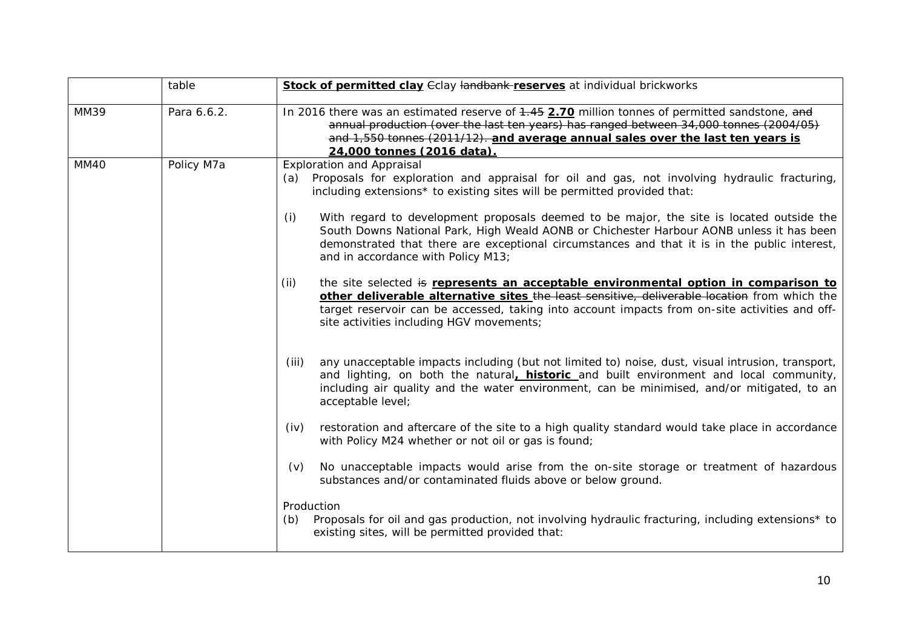| | table | **Stock of permitted clay** ~~C~~clay ~~landbank~~ **reserves** at individual brickworks |
|---|---|---|
| MM39 | Para 6.6.2. | In 2016 there was an estimated reserve of ~~1.45~~ **2.70** million tonnes of permitted sandstone, ~~and annual production (over the last ten years) has ranged between 34,000 tonnes (2004/05) and 1,550 tonnes (2011/12).~~ **and average annual sales over the last ten years is 24,000 tonnes (2016 data).** |
| MM40 | Policy M7a | Exploration and Appraisal<br>(a) Proposals for exploration and appraisal for oil and gas, not involving hydraulic fracturing, including extensions* to existing sites will be permitted provided that:<br><br>(i) With regard to development proposals deemed to be major, the site is located outside the South Downs National Park, High Weald AONB or Chichester Harbour AONB unless it has been demonstrated that there are exceptional circumstances and that it is in the public interest, and in accordance with Policy M13;<br><br>(ii) the site selected ~~is~~ **represents an acceptable environmental option in comparison to other deliverable alternative sites** ~~the least sensitive, deliverable location~~ from which the target reservoir can be accessed, taking into account impacts from on-site activities and off-site activities including HGV movements;<br><br>(iii) any unacceptable impacts including (but not limited to) noise, dust, visual intrusion, transport, and lighting, on both the natural**, historic** and built environment and local community, including air quality and the water environment, can be minimised, and/or mitigated, to an acceptable level;<br><br>(iv) restoration and aftercare of the site to a high quality standard would take place in accordance with Policy M24 whether or not oil or gas is found;<br><br>(v) No unacceptable impacts would arise from the on-site storage or treatment of hazardous substances and/or contaminated fluids above or below ground.<br><br>Production<br>(b) Proposals for oil and gas production, not involving hydraulic fracturing, including extensions* to existing sites, will be permitted provided that: |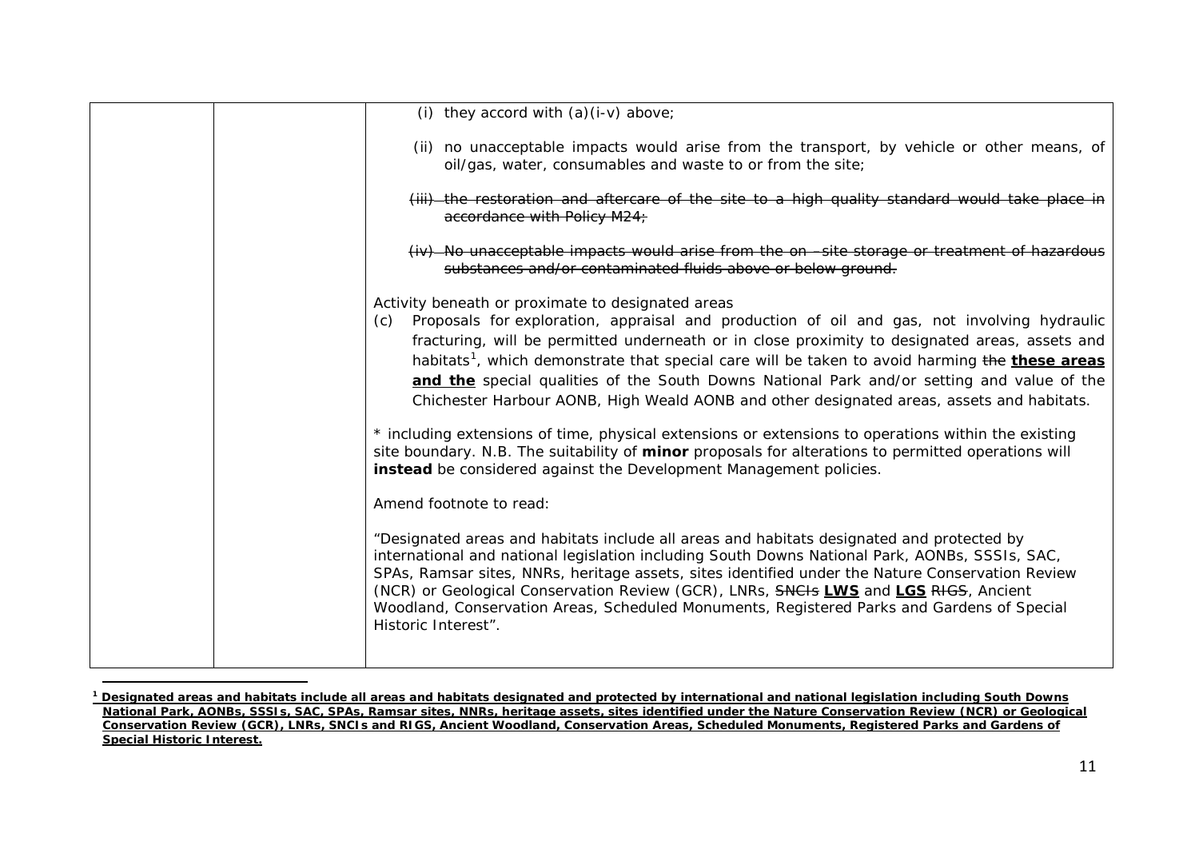| | | (i) they accord with (a)(i-v) above;<br><br>(ii) no unacceptable impacts would arise from the transport, by vehicle or other means, of oil/gas, water, consumables and waste to or from the site;<br><br>~~(iii) the restoration and aftercare of the site to a high quality standard would take place in accordance with Policy M24;~~<br><br>~~(iv) No unacceptable impacts would arise from the on –site storage or treatment of hazardous substances and/or contaminated fluids above or below ground.~~<br><br>Activity beneath or proximate to designated areas<br>(c) Proposals for exploration, appraisal and production of oil and gas, not involving hydraulic fracturing, will be permitted underneath or in close proximity to designated areas, assets and habitats[1], which demonstrate that special care will be taken to avoid harming ~~the~~ **these areas and the** special qualities of the South Downs National Park and/or setting and value of the Chichester Harbour AONB, High Weald AONB and other designated areas, assets and habitats.<br><br>* including extensions of time, physical extensions or extensions to operations within the existing site boundary. N.B. The suitability of **minor** proposals for alterations to permitted operations will **instead** be considered against the Development Management policies.<br><br>Amend footnote to read:<br><br>"Designated areas and habitats include all areas and habitats designated and protected by international and national legislation including South Downs National Park, AONBs, SSSIs, SAC, SPAs, Ramsar sites, NNRs, heritage assets, sites identified under the Nature Conservation Review (NCR) or Geological Conservation Review (GCR), LNRs, ~~SNCIs~~ **LWS** and **LGS** ~~RIGS~~, Ancient Woodland, Conservation Areas, Scheduled Monuments, Registered Parks and Gardens of Special Historic Interest". |
|---|---|---|

[1] **Designated areas and habitats include all areas and habitats designated and protected by international and national legislation including South Downs National Park, AONBs, SSSIs, SAC, SPAs, Ramsar sites, NNRs, heritage assets, sites identified under the Nature Conservation Review (NCR) or Geological Conservation Review (GCR), LNRs, SNCIs and RIGS, Ancient Woodland, Conservation Areas, Scheduled Monuments, Registered Parks and Gardens of Special Historic Interest.**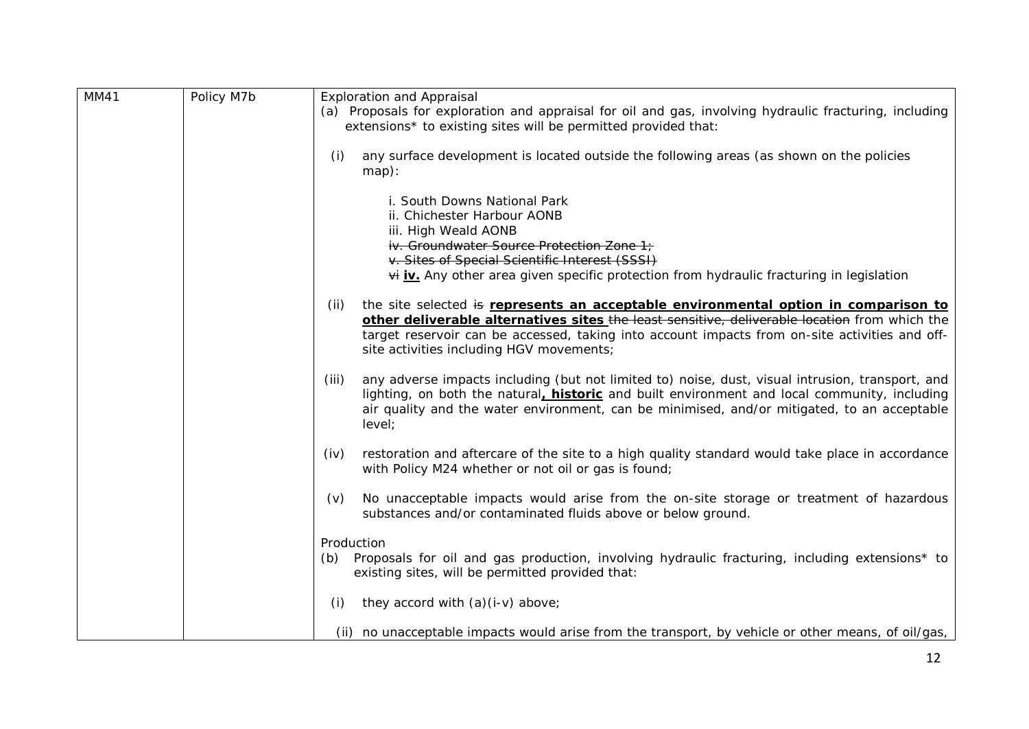| MM41 | Policy M7b | Exploration and Appraisal<br>(a) Proposals for exploration and appraisal for oil and gas, involving hydraulic fracturing, including extensions* to existing sites will be permitted provided that:<br><br>(i) any surface development is located outside the following areas (as shown on the policies map):<br><br>i. South Downs National Park<br>ii. Chichester Harbour AONB<br>iii. High Weald AONB<br>~~iv. Groundwater Source Protection Zone 1;~~<br>~~v. Sites of Special Scientific Interest (SSSI)~~<br>~~vi~~ **iv.** Any other area given specific protection from hydraulic fracturing in legislation<br><br>(ii) the site selected ~~is~~ **represents an acceptable environmental option in comparison to other deliverable alternatives sites** ~~the least sensitive, deliverable location~~ from which the target reservoir can be accessed, taking into account impacts from on-site activities and off-site activities including HGV movements;<br><br>(iii) any adverse impacts including (but not limited to) noise, dust, visual intrusion, transport, and lighting, on both the natural**, historic** and built environment and local community, including air quality and the water environment, can be minimised, and/or mitigated, to an acceptable level;<br><br>(iv) restoration and aftercare of the site to a high quality standard would take place in accordance with Policy M24 whether or not oil or gas is found;<br><br>(v) No unacceptable impacts would arise from the on-site storage or treatment of hazardous substances and/or contaminated fluids above or below ground.<br><br>Production<br>(b) Proposals for oil and gas production, involving hydraulic fracturing, including extensions* to existing sites, will be permitted provided that:<br><br>(i) they accord with (a)(i-v) above;<br><br>(ii) no unacceptable impacts would arise from the transport, by vehicle or other means, of oil/gas, |
|---|---|---|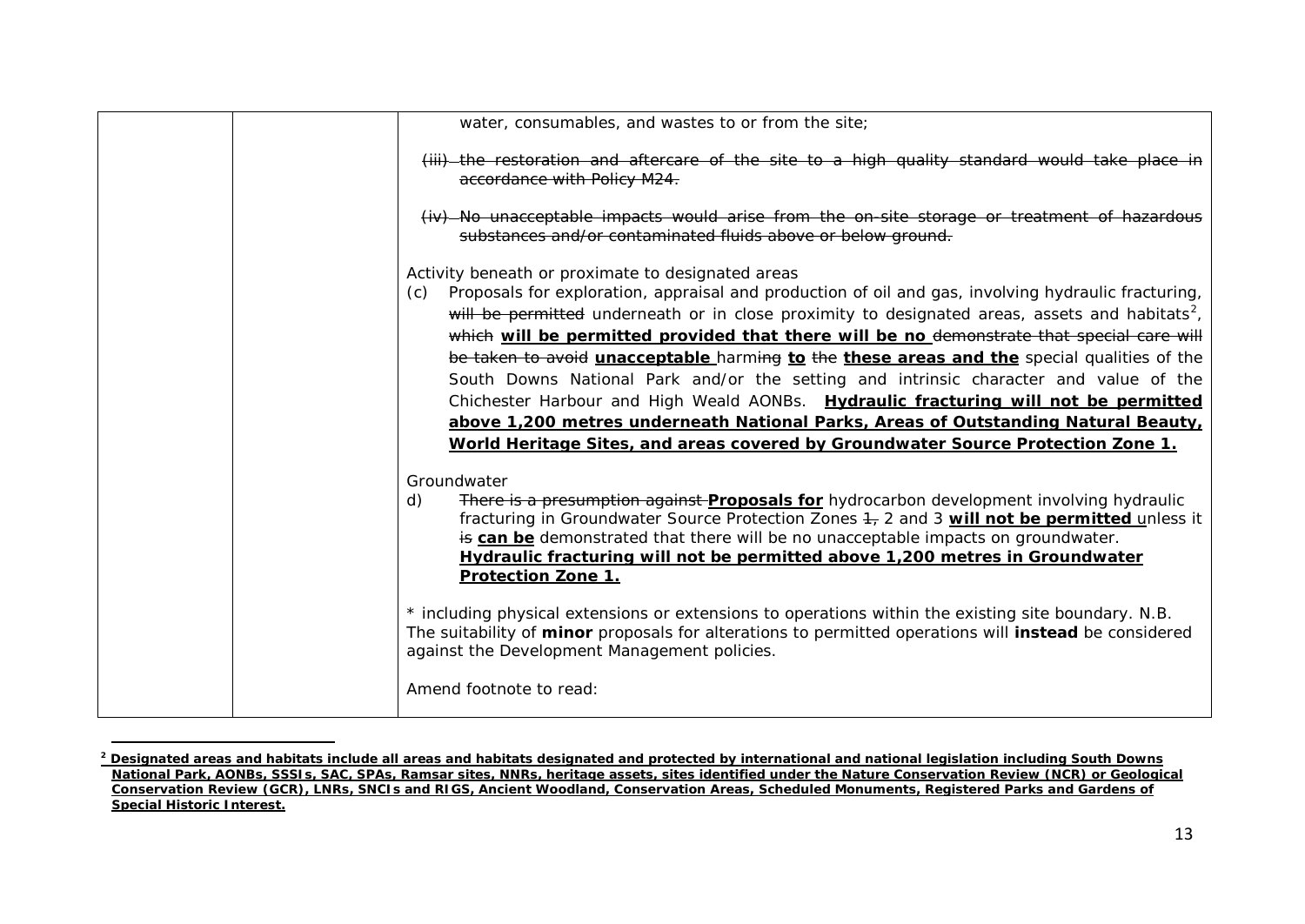| | | water, consumables, and wastes to or from the site;<br><br>~~(iii) the restoration and aftercare of the site to a high quality standard would take place in accordance with Policy M24.~~<br><br>~~(iv) No unacceptable impacts would arise from the on-site storage or treatment of hazardous substances and/or contaminated fluids above or below ground.~~<br><br>Activity beneath or proximate to designated areas<br>(c) Proposals for exploration, appraisal and production of oil and gas, involving hydraulic fracturing, ~~will be permitted~~ underneath or in close proximity to designated areas, assets and habitats[2], ~~which~~ **will be permitted provided that there will be no** ~~demonstrate that special care will be taken to avoid~~ **unacceptable** harm~~ing~~ **to** ~~the~~ **these areas and the** special qualities of the South Downs National Park and/or the setting and intrinsic character and value of the Chichester Harbour and High Weald AONBs. **Hydraulic fracturing will not be permitted above 1,200 metres underneath National Parks, Areas of Outstanding Natural Beauty, World Heritage Sites, and areas covered by Groundwater Source Protection Zone 1.**<br><br>Groundwater<br>d) ~~There is a presumption against~~ **Proposals for** hydrocarbon development involving hydraulic fracturing in Groundwater Source Protection Zones ~~1,~~ 2 and 3 **will not be permitted** unless it ~~is~~ **can be** demonstrated that there will be no unacceptable impacts on groundwater. **Hydraulic fracturing will not be permitted above 1,200 metres in Groundwater Protection Zone 1.**<br><br>* including physical extensions or extensions to operations within the existing site boundary. N.B. The suitability of **minor** proposals for alterations to permitted operations will **instead** be considered against the Development Management policies.<br><br>Amend footnote to read: |
|---|---|---|

[2] **Designated areas and habitats include all areas and habitats designated and protected by international and national legislation including South Downs National Park, AONBs, SSSIs, SAC, SPAs, Ramsar sites, NNRs, heritage assets, sites identified under the Nature Conservation Review (NCR) or Geological Conservation Review (GCR), LNRs, SNCIs and RIGS, Ancient Woodland, Conservation Areas, Scheduled Monuments, Registered Parks and Gardens of Special Historic Interest.**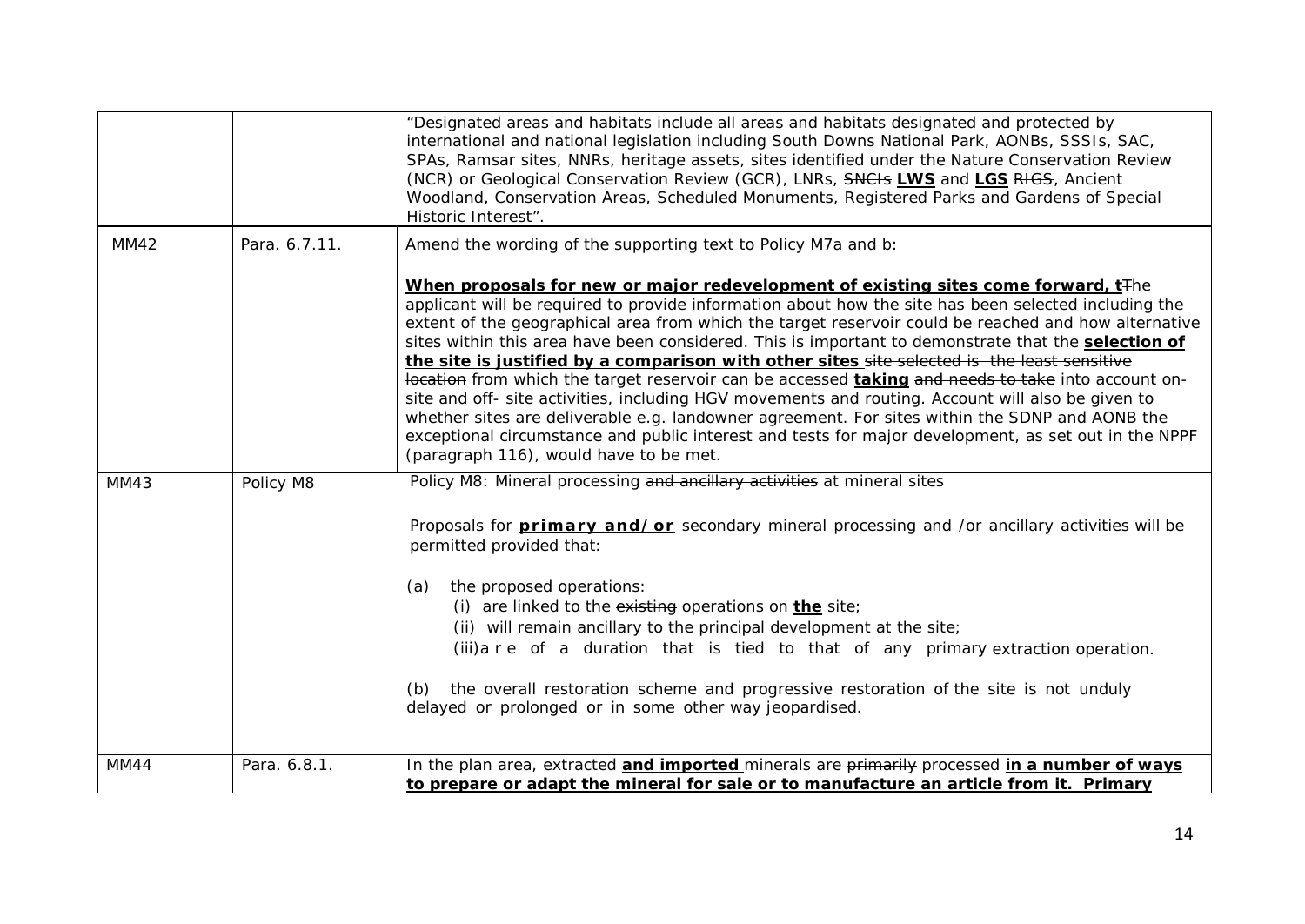| | | |
|---|---|---|
| | | "Designated areas and habitats include all areas and habitats designated and protected by international and national legislation including South Downs National Park, AONBs, SSSIs, SAC, SPAs, Ramsar sites, NNRs, heritage assets, sites identified under the Nature Conservation Review (NCR) or Geological Conservation Review (GCR), LNRs, ~~SNCIs~~ **<u>LWS</u>** and **<u>LGS</u>** ~~RIGS~~, Ancient Woodland, Conservation Areas, Scheduled Monuments, Registered Parks and Gardens of Special Historic Interest". |
| MM42 | Para. 6.7.11. | Amend the wording of the supporting text to Policy M7a and b:<br><br>**<u>When proposals for new or major redevelopment of existing sites come forward, t</u>**~~The~~ applicant will be required to provide information about how the site has been selected including the extent of the geographical area from which the target reservoir could be reached and how alternative sites within this area have been considered. This is important to demonstrate that the **<u>selection of the site is justified by a comparison with other sites</u>** ~~site selected is the least sensitive location~~ from which the target reservoir can be accessed **<u>taking</u>** ~~and needs to take~~ into account on-site and off- site activities, including HGV movements and routing. Account will also be given to whether sites are deliverable e.g. landowner agreement. For sites within the SDNP and AONB the exceptional circumstance and public interest and tests for major development, as set out in the NPPF (paragraph 116), would have to be met. |
| MM43 | Policy M8 | Policy M8: Mineral processing ~~and ancillary activities~~ at mineral sites<br><br>Proposals for **<u>primary and/or</u>** secondary mineral processing ~~and /or ancillary activities~~ will be permitted provided that:<br><br>(a) the proposed operations:<br>(i) are linked to the ~~existing~~ operations on **<u>the</u>** site;<br>(ii) will remain ancillary to the principal development at the site;<br>(iii) are of a duration that is tied to that of any primary extraction operation.<br><br>(b) the overall restoration scheme and progressive restoration of the site is not unduly delayed or prolonged or in some other way jeopardised. |
| MM44 | Para. 6.8.1. | In the plan area, extracted **<u>and imported</u>** minerals are ~~primarily~~ processed **<u>in a number of ways to prepare or adapt the mineral for sale or to manufacture an article from it. Primary</u>** |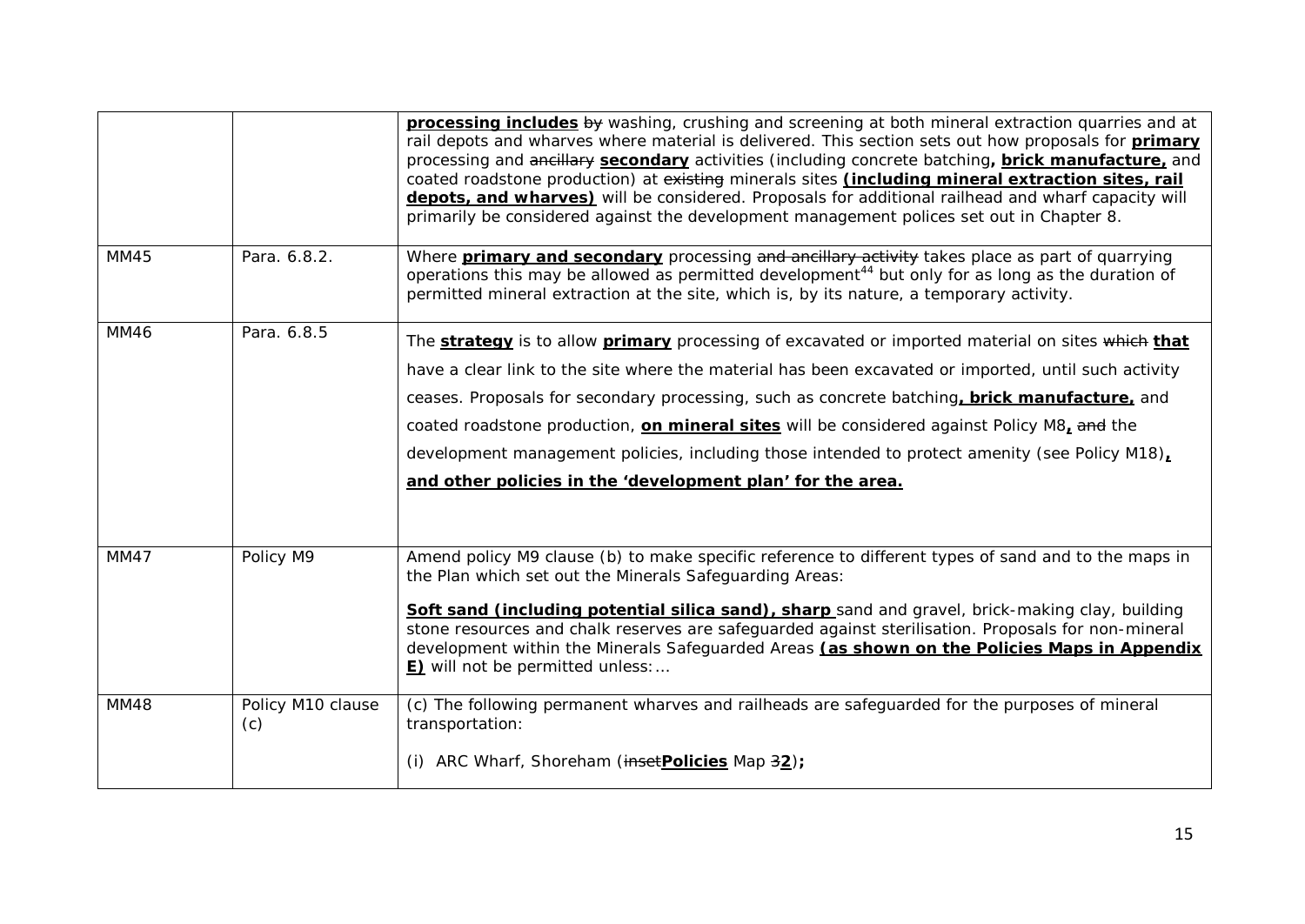| | | |
|---|---|---|
| | | **processing includes** ~~by~~ washing, crushing and screening at both mineral extraction quarries and at rail depots and wharves where material is delivered. This section sets out how proposals for **primary** processing and ~~ancillary~~ **secondary** activities (including concrete batching**, brick manufacture,** and coated roadstone production) at ~~existing~~ minerals sites **(including mineral extraction sites, rail depots, and wharves)** will be considered. Proposals for additional railhead and wharf capacity will primarily be considered against the development management polices set out in Chapter 8. |
| MM45 | Para. 6.8.2. | Where **primary and secondary** processing ~~and ancillary activity~~ takes place as part of quarrying operations this may be allowed as permitted development[44] but only for as long as the duration of permitted mineral extraction at the site, which is, by its nature, a temporary activity. |
| MM46 | Para. 6.8.5 | The **strategy** is to allow **primary** processing of excavated or imported material on sites ~~which~~ **that** have a clear link to the site where the material has been excavated or imported, until such activity ceases. Proposals for secondary processing, such as concrete batching**, brick manufacture,** and coated roadstone production, **on mineral sites** will be considered against Policy M8**,** ~~and~~ the development management policies, including those intended to protect amenity (see Policy M18)**, and other policies in the 'development plan' for the area.** |
| MM47 | Policy M9 | Amend policy M9 clause (b) to make specific reference to different types of sand and to the maps in the Plan which set out the Minerals Safeguarding Areas:<br><br>**Soft sand (including potential silica sand), sharp** sand and gravel, brick-making clay, building stone resources and chalk reserves are safeguarded against sterilisation. Proposals for non-mineral development within the Minerals Safeguarded Areas **(as shown on the Policies Maps in Appendix E)** will not be permitted unless:… |
| MM48 | Policy M10 clause (c) | (c) The following permanent wharves and railheads are safeguarded for the purposes of mineral transportation:<br><br>(i) ARC Wharf, Shoreham (~~inset~~**Policies** Map ~~3~~**2**)**;** |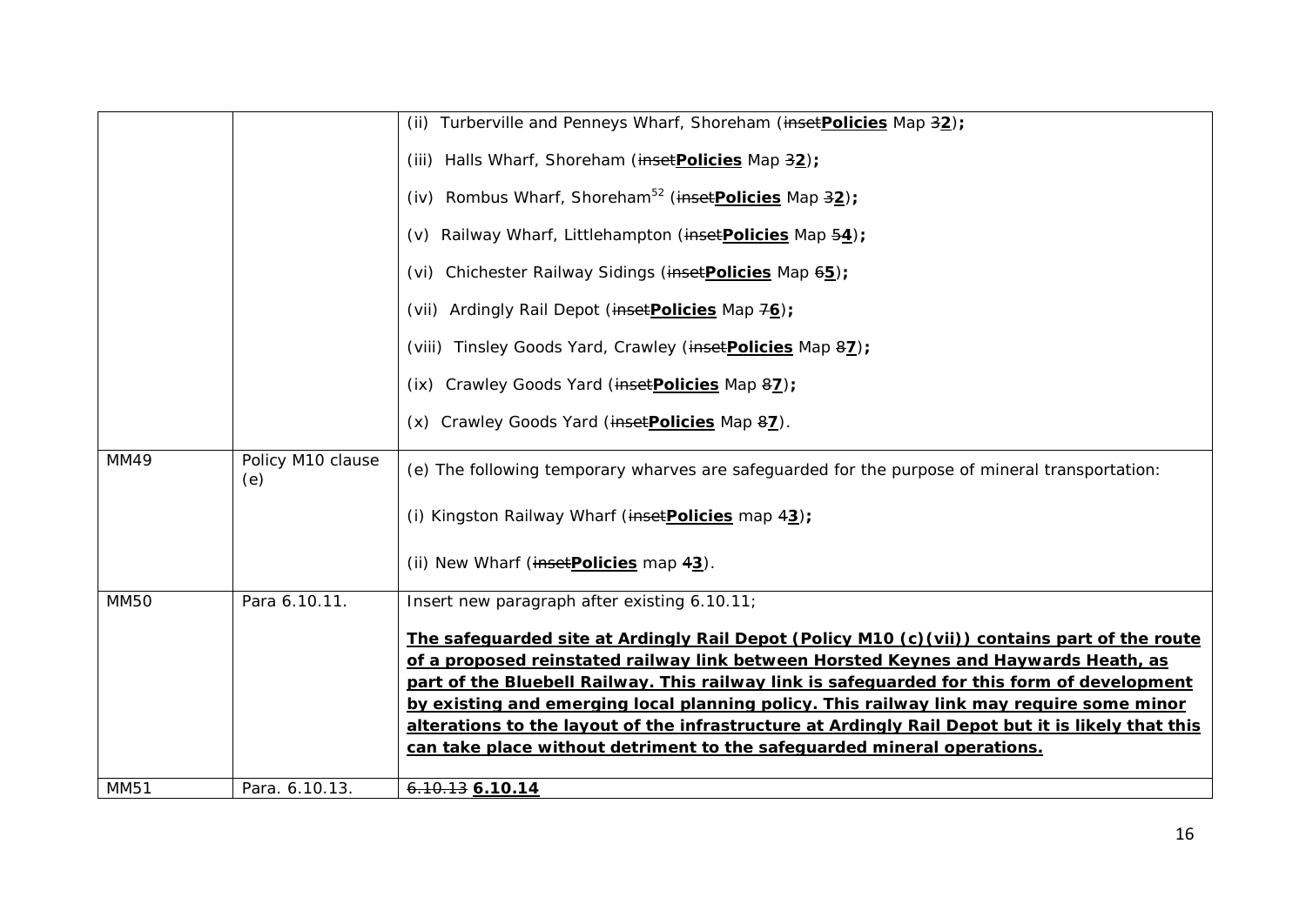| | | |
|---|---|---|
| | | (ii) Turberville and Penneys Wharf, Shoreham (~~inset~~**Policies** Map ~~3~~**2**)**;**<br><br>(iii) Halls Wharf, Shoreham (~~inset~~**Policies** Map ~~3~~**2**)**;**<br><br>(iv) Rombus Wharf, Shoreham[52] (~~inset~~**Policies** Map ~~3~~**2**)**;**<br><br>(v) Railway Wharf, Littlehampton (~~inset~~**Policies** Map ~~5~~**4**)**;**<br><br>(vi) Chichester Railway Sidings (~~inset~~**Policies** Map ~~6~~**5**)**;**<br><br>(vii) Ardingly Rail Depot (~~inset~~**Policies** Map ~~7~~**6**)**;**<br><br>(viii) Tinsley Goods Yard, Crawley (~~inset~~**Policies** Map ~~8~~**7**)**;**<br><br>(ix) Crawley Goods Yard (~~inset~~**Policies** Map ~~8~~**7**)**;**<br><br>(x) Crawley Goods Yard (~~inset~~**Policies** Map ~~8~~**7**). |
| MM49 | Policy M10 clause (e) | (e) The following temporary wharves are safeguarded for the purpose of mineral transportation:<br><br>(i) Kingston Railway Wharf (~~inset~~**Policies** map ~~4~~**3**)**;**<br><br>(ii) New Wharf (~~inset~~**Policies** map ~~4~~**3**). |
| MM50 | Para 6.10.11. | Insert new paragraph after existing 6.10.11;<br><br>**The safeguarded site at Ardingly Rail Depot (Policy M10 (c)(vii)) contains part of the route of a proposed reinstated railway link between Horsted Keynes and Haywards Heath, as part of the Bluebell Railway. This railway link is safeguarded for this form of development by existing and emerging local planning policy. This railway link may require some minor alterations to the layout of the infrastructure at Ardingly Rail Depot but it is likely that this can take place without detriment to the safeguarded mineral operations.** |
| MM51 | Para. 6.10.13. | ~~6.10.13~~ **6.10.14** |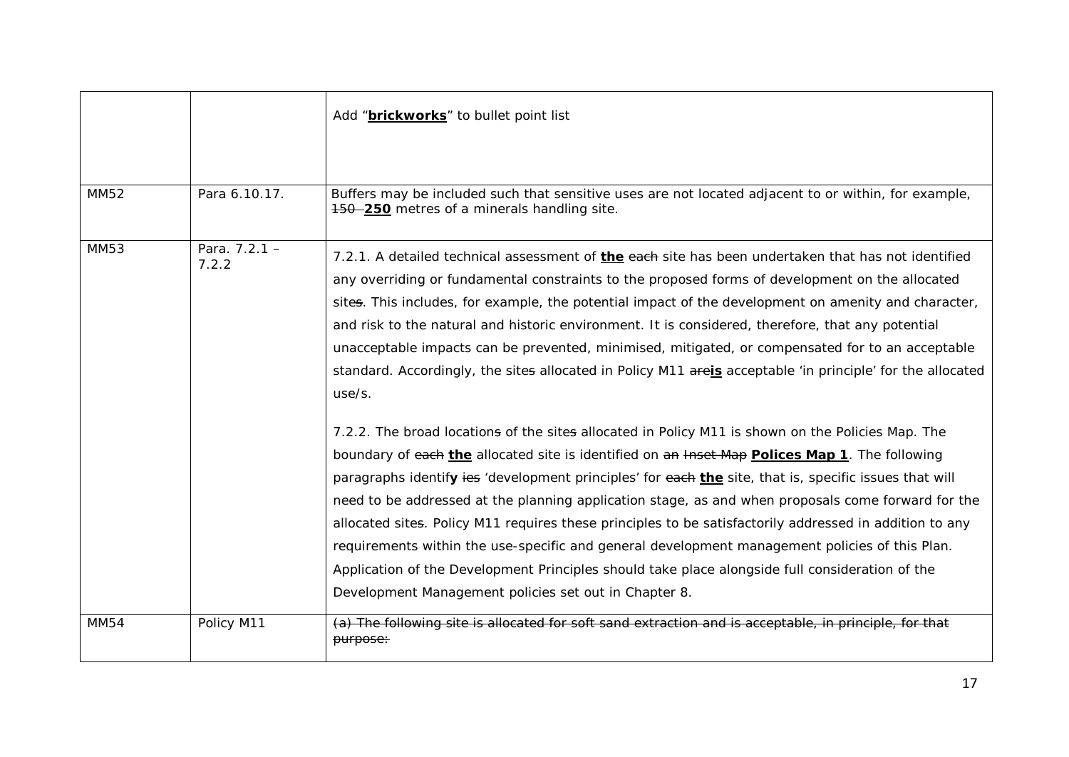| | | |
|---|---|---|
| | | Add "**brickworks**" to bullet point list |
| MM52 | Para 6.10.17. | Buffers may be included such that sensitive uses are not located adjacent to or within, for example, ~~150~~ **250** metres of a minerals handling site. |
| MM53 | Para. 7.2.1 – 7.2.2 | 7.2.1. A detailed technical assessment of **the** ~~each~~ site has been undertaken that has not identified any overriding or fundamental constraints to the proposed forms of development on the allocated site~~s~~. This includes, for example, the potential impact of the development on amenity and character, and risk to the natural and historic environment. It is considered, therefore, that any potential unacceptable impacts can be prevented, minimised, mitigated, or compensated for to an acceptable standard. Accordingly, the site~~s~~ allocated in Policy M11 ~~are~~**is** acceptable 'in principle' for the allocated use/s.<br><br>7.2.2. The broad location~~s~~ of the site~~s~~ allocated in Policy M11 is shown on the Policies Map. The boundary of ~~each~~ **the** allocated site is identified on ~~an Inset Map~~ **Polices Map 1**. The following paragraphs identif**y** ~~ies~~ 'development principles' for ~~each~~ **the** site, that is, specific issues that will need to be addressed at the planning application stage, as and when proposals come forward for the allocated site~~s~~. Policy M11 requires these principles to be satisfactorily addressed in addition to any requirements within the use-specific and general development management policies of this Plan. Application of the Development Principles should take place alongside full consideration of the Development Management policies set out in Chapter 8. |
| MM54 | Policy M11 | ~~(a) The following site is allocated for soft sand extraction and is acceptable, in principle, for that purpose:~~ |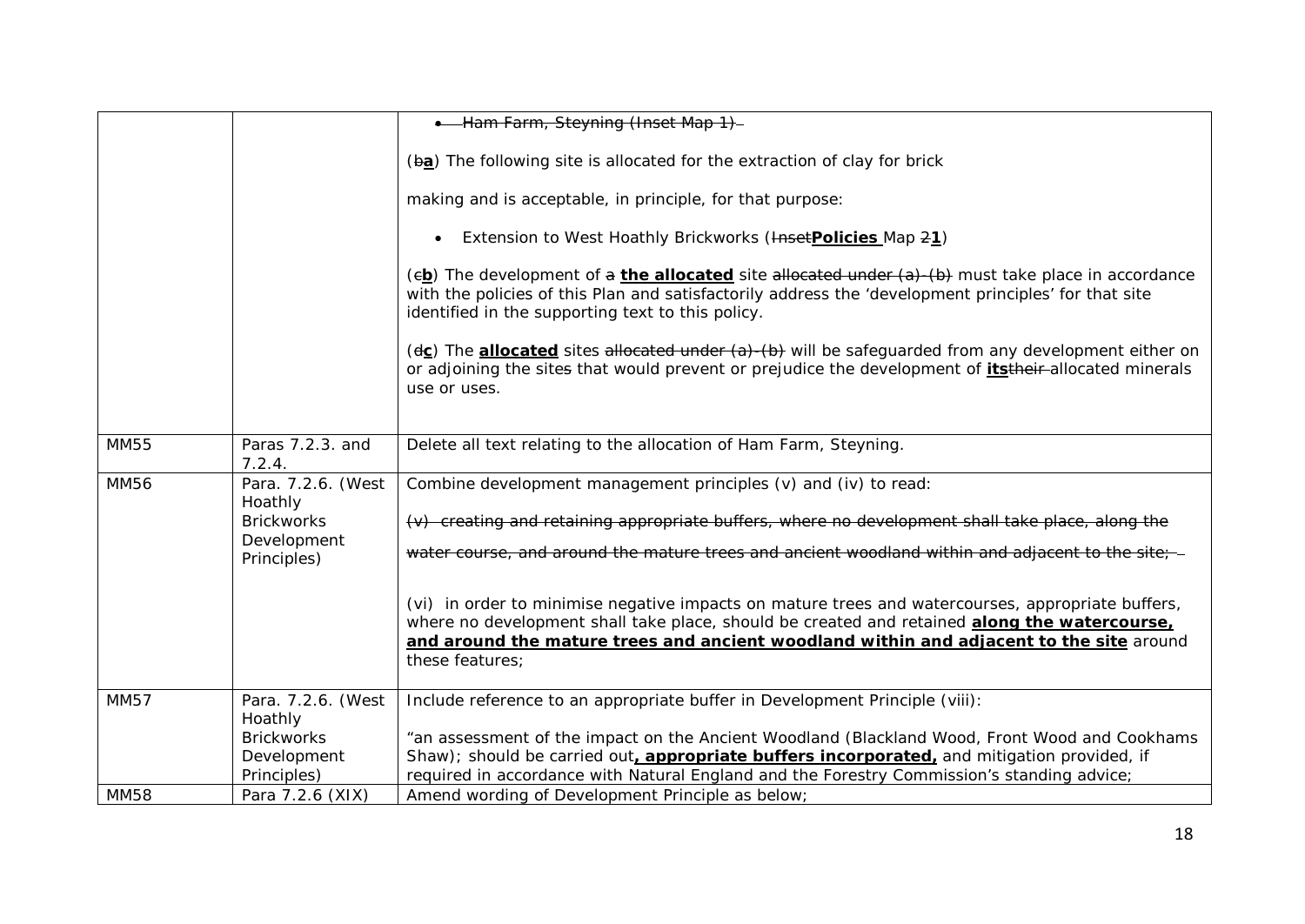| | | • ~~Ham Farm, Steyning (Inset Map 1)~~<br><br>(~~b~~**a**) The following site is allocated for the extraction of clay for brick<br><br>making and is acceptable, in principle, for that purpose:<br><br>• Extension to West Hoathly Brickworks (~~Inset~~**Policies** Map ~~2~~**1**)<br><br>(~~c~~**b**) The development of ~~a~~ **the allocated** site ~~allocated under (a)-(b)~~ must take place in accordance with the policies of this Plan and satisfactorily address the 'development principles' for that site identified in the supporting text to this policy.<br><br>(~~d~~**c**) The **allocated** sites ~~allocated under (a)-(b)~~ will be safeguarded from any development either on or adjoining the site~~s~~ that would prevent or prejudice the development of **its**~~their~~ allocated minerals use or uses. |
|---|---|---|
| MM55 | Paras 7.2.3. and 7.2.4. | Delete all text relating to the allocation of Ham Farm, Steyning. |
| MM56 | Para. 7.2.6. (West Hoathly Brickworks Development Principles) | Combine development management principles (v) and (iv) to read:<br><br>~~(v) creating and retaining appropriate buffers, where no development shall take place, along the water course, and around the mature trees and ancient woodland within and adjacent to the site;~~<br><br>(vi) in order to minimise negative impacts on mature trees and watercourses, appropriate buffers, where no development shall take place, should be created and retained **along the watercourse, and around the mature trees and ancient woodland within and adjacent to the site** around these features; |
| MM57 | Para. 7.2.6. (West Hoathly Brickworks Development Principles) | Include reference to an appropriate buffer in Development Principle (viii):<br><br>"an assessment of the impact on the Ancient Woodland (Blackland Wood, Front Wood and Cookhams Shaw); should be carried out**, appropriate buffers incorporated,** and mitigation provided, if required in accordance with Natural England and the Forestry Commission's standing advice; |
| MM58 | Para 7.2.6 (XIX) | Amend wording of Development Principle as below; |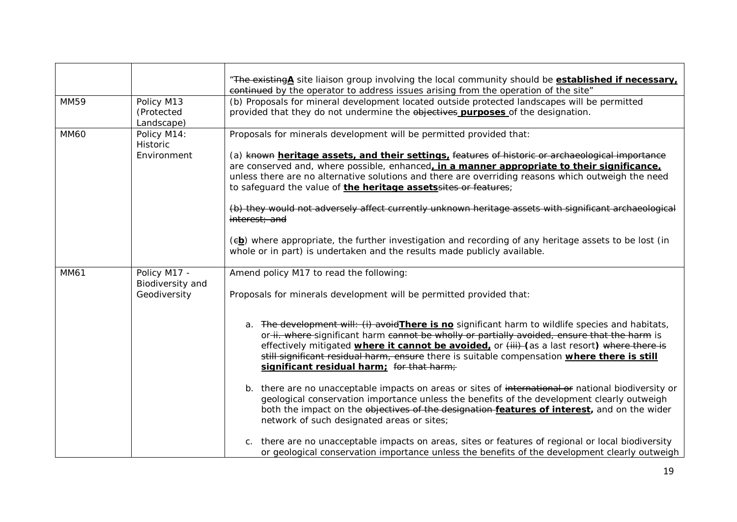| | | “~~The existing~~**A** site liaison group involving the local community should be **established if necessary,** ~~continued~~ by the operator to address issues arising from the operation of the site” |
|---|---|---|
| MM59 | Policy M13 (Protected Landscape) | (b) Proposals for mineral development located outside protected landscapes will be permitted provided that they do not undermine the ~~objectives~~ **purposes** of the designation. |
| MM60 | Policy M14: Historic Environment | Proposals for minerals development will be permitted provided that:<br><br>(a) ~~known~~ **heritage assets, and their settings,** ~~features of historic or archaeological importance~~ are conserved and, where possible, enhanced**, in a manner appropriate to their significance,** unless there are no alternative solutions and there are overriding reasons which outweigh the need to safeguard the value of **the heritage assets**~~sites or features~~;<br><br>~~(b) they would not adversely affect currently unknown heritage assets with significant archaeological interest; and~~<br><br>(~~c~~**b**) where appropriate, the further investigation and recording of any heritage assets to be lost (in whole or in part) is undertaken and the results made publicly available. |
| MM61 | Policy M17 - Biodiversity and Geodiversity | Amend policy M17 to read the following:<br><br>Proposals for minerals development will be permitted provided that:<br><br>a. ~~The development will: (i) avoid~~**There is no** significant harm to wildlife species and habitats, or ~~ii. where~~ significant harm ~~cannot be wholly or partially avoided, ensure that the harm~~ is effectively mitigated **where it cannot be avoided,** or ~~(iii)~~ **(**as a last resort**)** ~~where there is still significant residual harm, ensure~~ there is suitable compensation **where there is still significant residual harm;** ~~for that harm;~~<br><br>b. there are no unacceptable impacts on areas or sites of ~~international or~~ national biodiversity or geological conservation importance unless the benefits of the development clearly outweigh both the impact on the ~~objectives of the designation~~ **features of interest,** and on the wider network of such designated areas or sites;<br><br>c. there are no unacceptable impacts on areas, sites or features of regional or local biodiversity or geological conservation importance unless the benefits of the development clearly outweigh |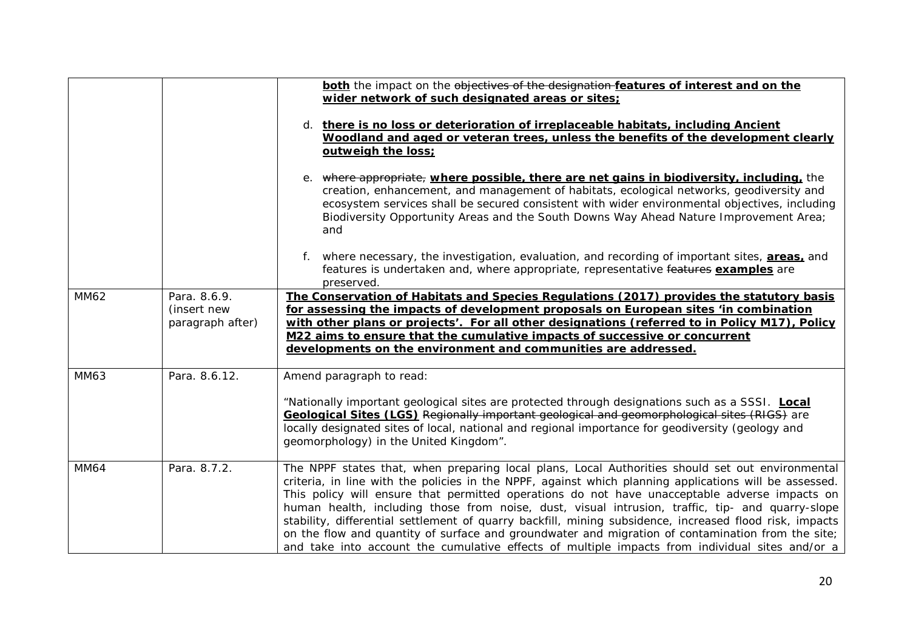| | | |
|---|---|---|
| | | **both** the impact on the ~~objectives of the designation~~ **features of interest and on the wider network of such designated areas or sites;**<br><br>d. **there is no loss or deterioration of irreplaceable habitats, including Ancient Woodland and aged or veteran trees, unless the benefits of the development clearly outweigh the loss;**<br><br>e. ~~where appropriate,~~ **where possible, there are net gains in biodiversity, including,** the creation, enhancement, and management of habitats, ecological networks, geodiversity and ecosystem services shall be secured consistent with wider environmental objectives, including Biodiversity Opportunity Areas and the South Downs Way Ahead Nature Improvement Area; and<br><br>f. where necessary, the investigation, evaluation, and recording of important sites, **areas,** and features is undertaken and, where appropriate, representative ~~features~~ **examples** are preserved. |
| MM62 | Para. 8.6.9. (insert new paragraph after) | **The Conservation of Habitats and Species Regulations (2017) provides the statutory basis for assessing the impacts of development proposals on European sites 'in combination with other plans or projects'. For all other designations (referred to in Policy M17), Policy M22 aims to ensure that the cumulative impacts of successive or concurrent developments on the environment and communities are addressed.** |
| MM63 | Para. 8.6.12. | Amend paragraph to read:<br><br>"Nationally important geological sites are protected through designations such as a SSSI. **Local Geological Sites (LGS)** ~~Regionally important geological and geomorphological sites (RIGS)~~ are locally designated sites of local, national and regional importance for geodiversity (geology and geomorphology) in the United Kingdom". |
| MM64 | Para. 8.7.2. | The NPPF states that, when preparing local plans, Local Authorities should set out environmental criteria, in line with the policies in the NPPF, against which planning applications will be assessed. This policy will ensure that permitted operations do not have unacceptable adverse impacts on human health, including those from noise, dust, visual intrusion, traffic, tip- and quarry-slope stability, differential settlement of quarry backfill, mining subsidence, increased flood risk, impacts on the flow and quantity of surface and groundwater and migration of contamination from the site; and take into account the cumulative effects of multiple impacts from individual sites and/or a |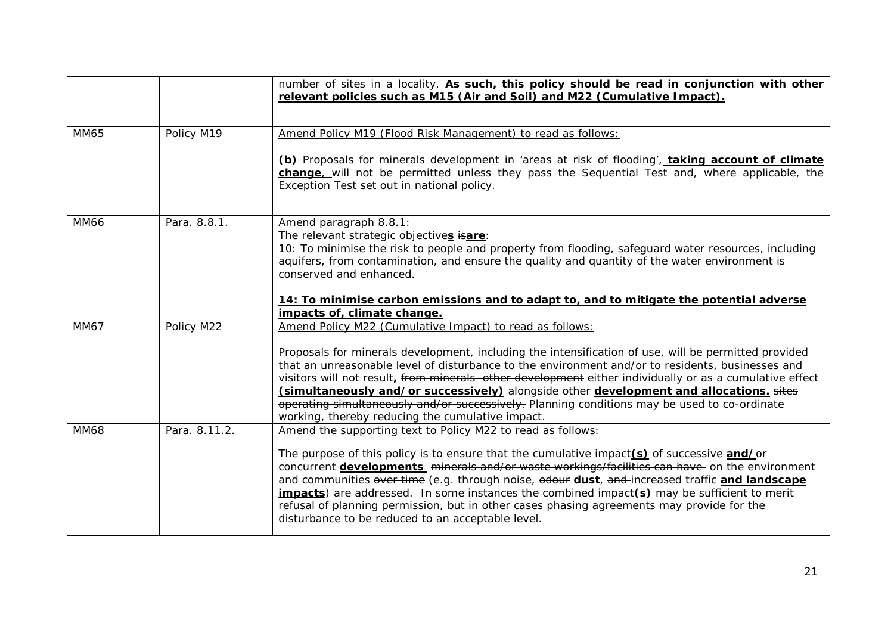| | | |
|---|---|---|
| | | number of sites in a locality. **As such, this policy should be read in conjunction with other relevant policies such as M15 (Air and Soil) and M22 (Cumulative Impact).** |
| MM65 | Policy M19 | Amend Policy M19 (Flood Risk Management) to read as follows:<br><br>**(b)** Proposals for minerals development in 'areas at risk of flooding', **taking account of climate change**, will not be permitted unless they pass the Sequential Test and, where applicable, the Exception Test set out in national policy. |
| MM66 | Para. 8.8.1. | Amend paragraph 8.8.1:<br>The relevant strategic objective**s** ~~is~~**are**:<br>10: To minimise the risk to people and property from flooding, safeguard water resources, including aquifers, from contamination, and ensure the quality and quantity of the water environment is conserved and enhanced.<br><br>**14: To minimise carbon emissions and to adapt to, and to mitigate the potential adverse impacts of, climate change.** |
| MM67 | Policy M22 | Amend Policy M22 (Cumulative Impact) to read as follows:<br><br>Proposals for minerals development, including the intensification of use, will be permitted provided that an unreasonable level of disturbance to the environment and/or to residents, businesses and visitors will not result**,** ~~from minerals -other development~~ either individually or as a cumulative effect **(simultaneously and/or successively)** alongside other **development and allocations.** ~~sites operating simultaneously and/or successively.~~ Planning conditions may be used to co-ordinate working, thereby reducing the cumulative impact. |
| MM68 | Para. 8.11.2. | Amend the supporting text to Policy M22 to read as follows:<br><br>The purpose of this policy is to ensure that the cumulative impact**(s)** of successive **and/**or concurrent **developments** ~~minerals and/or waste workings/facilities can have~~ on the environment and communities ~~over time~~ (e.g. through noise, ~~odour~~ **dust**, ~~and~~ increased traffic **and landscape impacts**) are addressed. In some instances the combined impact**(s)** may be sufficient to merit refusal of planning permission, but in other cases phasing agreements may provide for the disturbance to be reduced to an acceptable level. |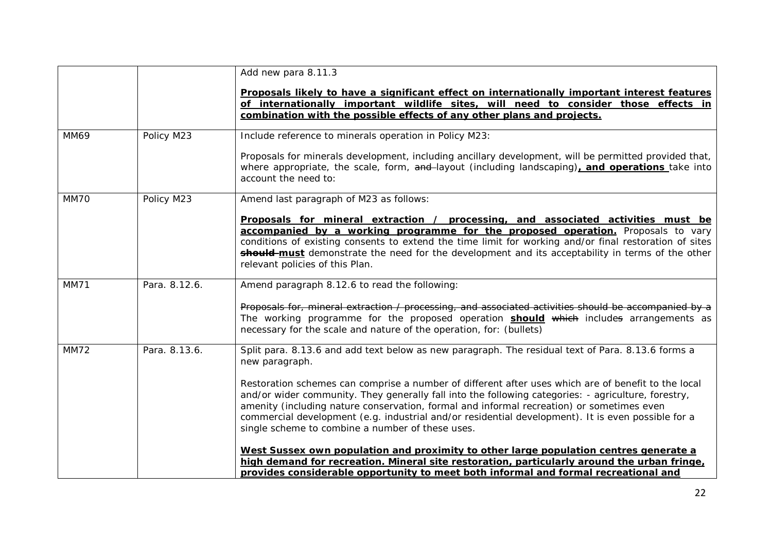| | | |
|---|---|---|
| | | Add new para 8.11.3<br><br>**Proposals likely to have a significant effect on internationally important interest features of internationally important wildlife sites, will need to consider those effects in combination with the possible effects of any other plans and projects.** |
| MM69 | Policy M23 | Include reference to minerals operation in Policy M23:<br><br>Proposals for minerals development, including ancillary development, will be permitted provided that, where appropriate, the scale, form, ~~and~~ layout (including landscaping)**, and operations** take into account the need to: |
| MM70 | Policy M23 | Amend last paragraph of M23 as follows:<br><br>**Proposals for mineral extraction / processing, and associated activities must be accompanied by a working programme for the proposed operation.** Proposals to vary conditions of existing consents to extend the time limit for working and/or final restoration of sites ~~**should**~~ **must** demonstrate the need for the development and its acceptability in terms of the other relevant policies of this Plan. |
| MM71 | Para. 8.12.6. | Amend paragraph 8.12.6 to read the following:<br><br>~~Proposals for, mineral extraction / processing, and associated activities should be accompanied by a~~ The working programme for the proposed operation **should** ~~which~~ include~~s~~ arrangements as necessary for the scale and nature of the operation, for: (bullets) |
| MM72 | Para. 8.13.6. | Split para. 8.13.6 and add text below as new paragraph. The residual text of Para. 8.13.6 forms a new paragraph.<br><br>Restoration schemes can comprise a number of different after uses which are of benefit to the local and/or wider community. They generally fall into the following categories: - agriculture, forestry, amenity (including nature conservation, formal and informal recreation) or sometimes even commercial development (e.g. industrial and/or residential development). It is even possible for a single scheme to combine a number of these uses.<br><br>**West Sussex own population and proximity to other large population centres generate a high demand for recreation. Mineral site restoration, particularly around the urban fringe, provides considerable opportunity to meet both informal and formal recreational and** |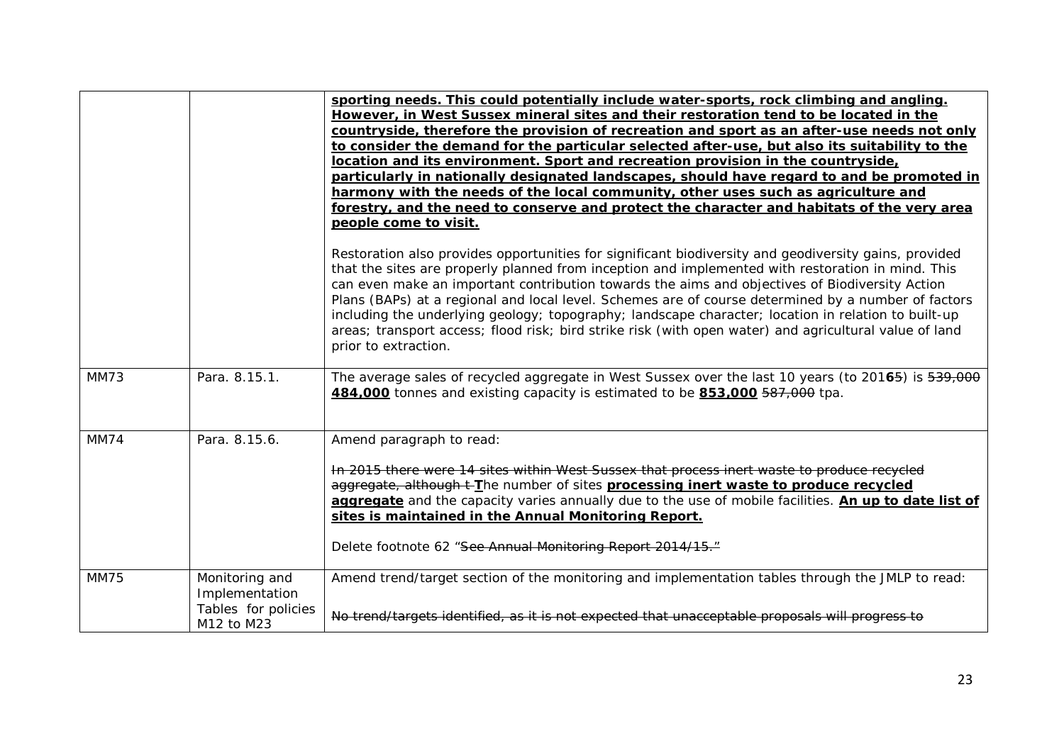| | | |
|---|---|---|
| | | **<u>sporting needs. This could potentially include water-sports, rock climbing and angling. However, in West Sussex mineral sites and their restoration tend to be located in the countryside, therefore the provision of recreation and sport as an after-use needs not only to consider the demand for the particular selected after-use, but also its suitability to the location and its environment. Sport and recreation provision in the countryside, particularly in nationally designated landscapes, should have regard to and be promoted in harmony with the needs of the local community, other uses such as agriculture and forestry, and the need to conserve and protect the character and habitats of the very area people come to visit.</u>**<br><br>Restoration also provides opportunities for significant biodiversity and geodiversity gains, provided that the sites are properly planned from inception and implemented with restoration in mind. This can even make an important contribution towards the aims and objectives of Biodiversity Action Plans (BAPs) at a regional and local level. Schemes are of course determined by a number of factors including the underlying geology; topography; landscape character; location in relation to built-up areas; transport access; flood risk; bird strike risk (with open water) and agricultural value of land prior to extraction. |
| MM73 | Para. 8.15.1. | The average sales of recycled aggregate in West Sussex over the last 10 years (to 201**6**~~5~~) is ~~539,000~~ **<u>484,000</u>** tonnes and existing capacity is estimated to be **<u>853,000</u>** ~~587,000~~ tpa. |
| MM74 | Para. 8.15.6. | Amend paragraph to read:<br><br>~~In 2015 there were 14 sites within West Sussex that process inert waste to produce recycled aggregate, although t~~ **<u>T</u>**he number of sites **<u>processing inert waste to produce recycled aggregate</u>** and the capacity varies annually due to the use of mobile facilities. **<u>An up to date list of sites is maintained in the Annual Monitoring Report.</u>**<br><br>Delete footnote 62 "~~See Annual Monitoring Report 2014/15.~~" |
| MM75 | Monitoring and Implementation Tables for policies M12 to M23 | Amend trend/target section of the monitoring and implementation tables through the JMLP to read:<br><br>~~No trend/targets identified, as it is not expected that unacceptable proposals will progress to~~ |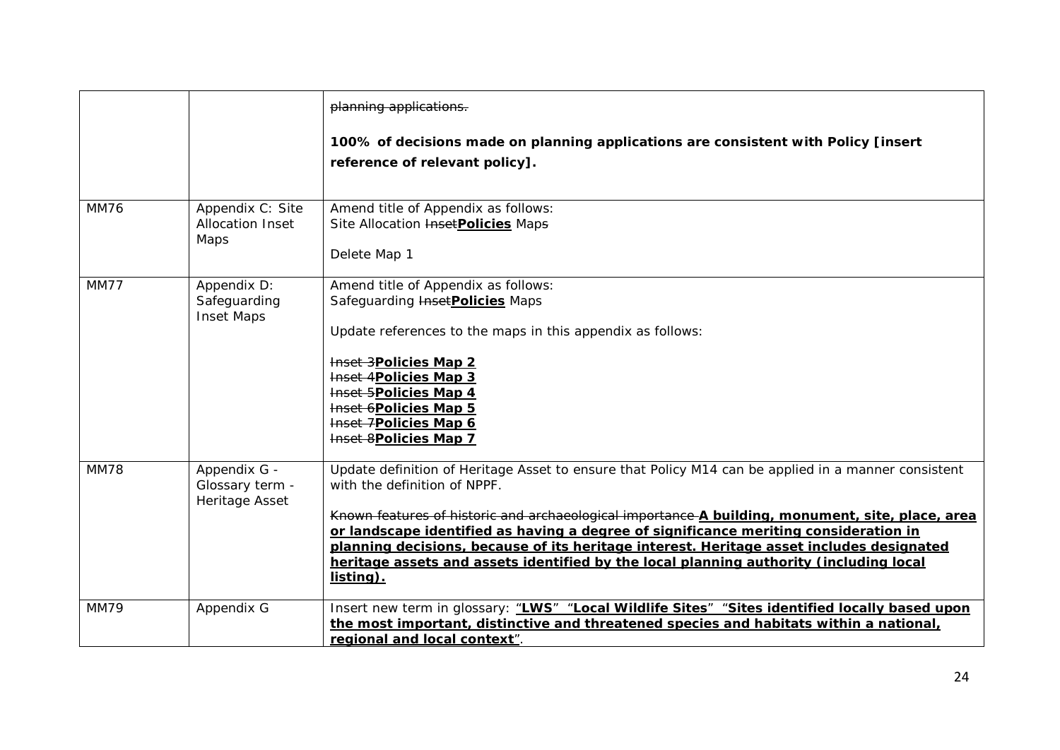| | | |
|---|---|---|
| | | ~~planning applications.~~<br><br>**100% of decisions made on planning applications are consistent with Policy [insert reference of relevant policy].** |
| MM76 | Appendix C: Site Allocation Inset Maps | Amend title of Appendix as follows:<br>Site Allocation ~~Inset~~**Policies** Map~~s~~<br><br>Delete Map 1 |
| MM77 | Appendix D: Safeguarding Inset Maps | Amend title of Appendix as follows:<br>Safeguarding ~~Inset~~**Policies** Maps<br><br>Update references to the maps in this appendix as follows:<br><br>~~Inset 3~~**Policies Map 2**<br>~~Inset 4~~**Policies Map 3**<br>~~Inset 5~~**Policies Map 4**<br>~~Inset 6~~**Policies Map 5**<br>~~Inset 7~~**Policies Map 6**<br>~~Inset 8~~**Policies Map 7** |
| MM78 | Appendix G - Glossary term - Heritage Asset | Update definition of Heritage Asset to ensure that Policy M14 can be applied in a manner consistent with the definition of NPPF.<br><br>~~Known features of historic and archaeological importance~~ **A building, monument, site, place, area or landscape identified as having a degree of significance meriting consideration in planning decisions, because of its heritage interest. Heritage asset includes designated heritage assets and assets identified by the local planning authority (including local listing).** |
| MM79 | Appendix G | Insert new term in glossary: "**LWS**" "**Local Wildlife Sites**" "**Sites identified locally based upon the most important, distinctive and threatened species and habitats within a national, regional and local context**". |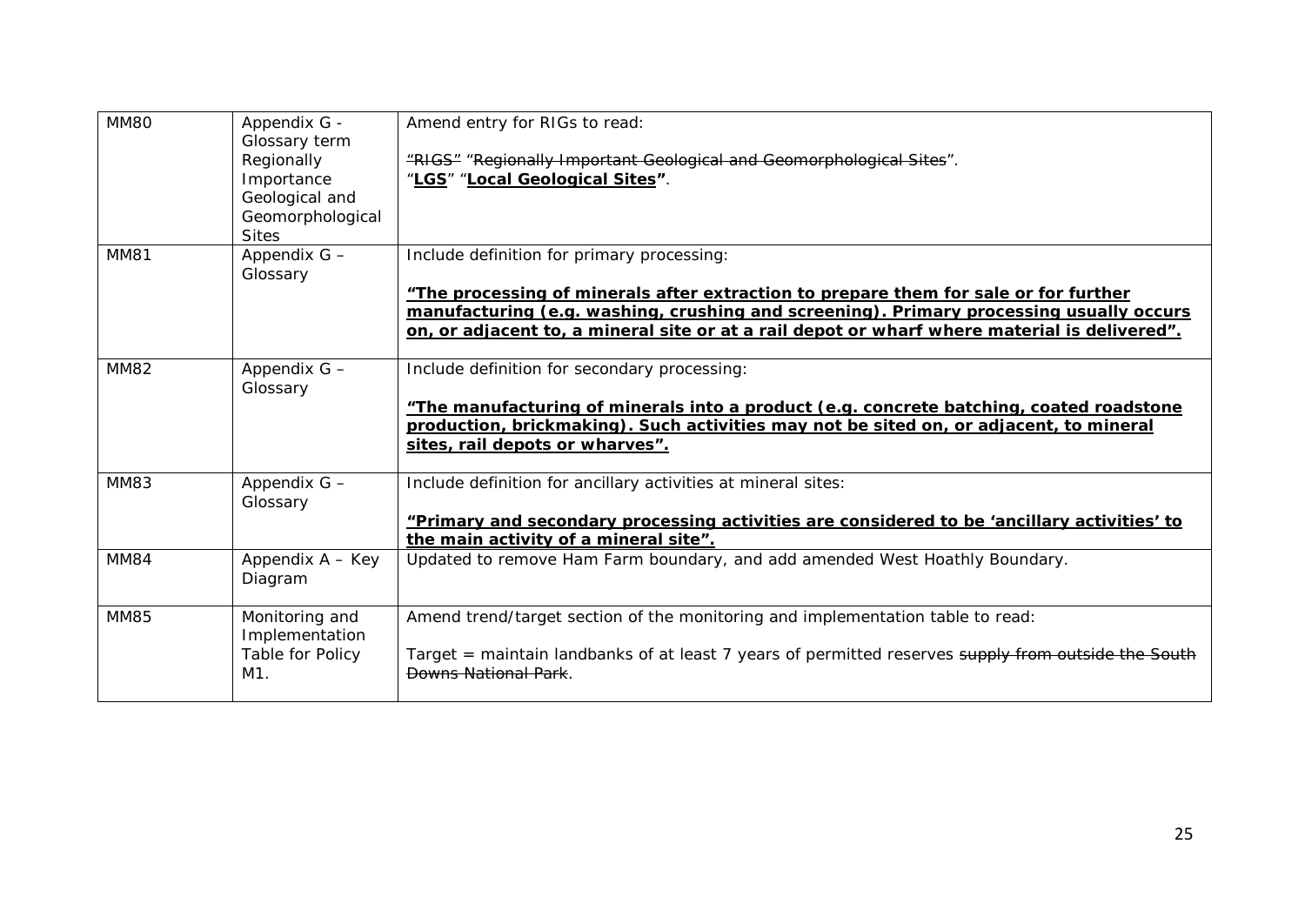| | | |
|---|---|---|
| MM80 | Appendix G - Glossary term Regionally Importance Geological and Geomorphological Sites | Amend entry for RIGs to read:<br><br>~~"RIGS" "Regionally Important Geological and Geomorphological Sites"~~.<br>"**<u>LGS</u>**" "**<u>Local Geological Sites</u>"**. |
| MM81 | Appendix G – Glossary | Include definition for primary processing:<br><br>**<u>"The processing of minerals after extraction to prepare them for sale or for further manufacturing (e.g. washing, crushing and screening). Primary processing usually occurs on, or adjacent to, a mineral site or at a rail depot or wharf where material is delivered".</u>** |
| MM82 | Appendix G – Glossary | Include definition for secondary processing:<br><br>**<u>"The manufacturing of minerals into a product (e.g. concrete batching, coated roadstone production, brickmaking). Such activities may not be sited on, or adjacent, to mineral sites, rail depots or wharves".</u>** |
| MM83 | Appendix G – Glossary | Include definition for ancillary activities at mineral sites:<br><br>**<u>"Primary and secondary processing activities are considered to be 'ancillary activities' to the main activity of a mineral site".</u>** |
| MM84 | Appendix A – Key Diagram | Updated to remove Ham Farm boundary, and add amended West Hoathly Boundary. |
| MM85 | Monitoring and Implementation Table for Policy M1. | Amend trend/target section of the monitoring and implementation table to read:<br><br>Target = maintain landbanks of at least 7 years of permitted reserves ~~supply from outside the South Downs National Park~~. |